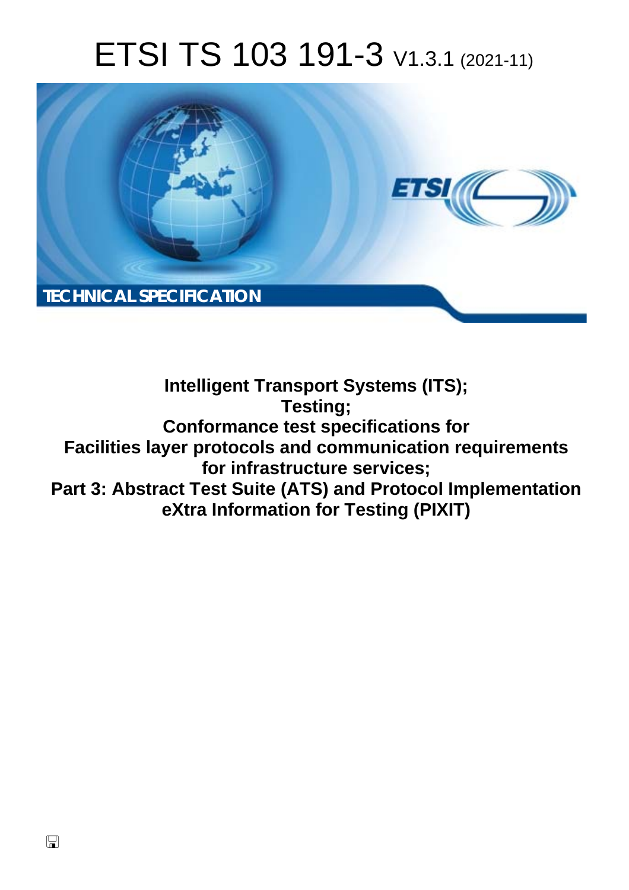# ETSI TS 103 191-3 V1.3.1 (2021-11)

TECHNICAL SPECIFICATION

**Intelligent Transport Systems (ITS);**
**Testing;**
**Conformance test specifications for**
**Facilities layer protocols and communication requirements for infrastructure services;**
**Part 3: Abstract Test Suite (ATS) and Protocol Implementation eXtra Information for Testing (PIXIT)**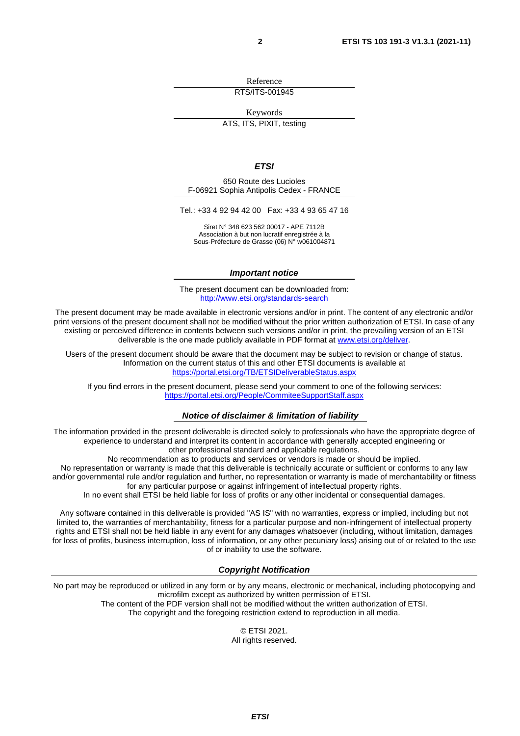Reference

RTS/ITS-001945

Keywords

ATS, ITS, PIXIT, testing

***ETSI***

650 Route des Lucioles
F-06921 Sophia Antipolis Cedex - FRANCE

Tel.: +33 4 92 94 42 00   Fax: +33 4 93 65 47 16

Siret N° 348 623 562 00017 - APE 7112B
Association à but non lucratif enregistrée à la
Sous-Préfecture de Grasse (06) N° w061004871

***Important notice***

The present document can be downloaded from:
http://www.etsi.org/standards-search

The present document may be made available in electronic versions and/or in print. The content of any electronic and/or print versions of the present document shall not be modified without the prior written authorization of ETSI. In case of any existing or perceived difference in contents between such versions and/or in print, the prevailing version of an ETSI deliverable is the one made publicly available in PDF format at www.etsi.org/deliver.

Users of the present document should be aware that the document may be subject to revision or change of status. Information on the current status of this and other ETSI documents is available at
https://portal.etsi.org/TB/ETSIDeliverableStatus.aspx

If you find errors in the present document, please send your comment to one of the following services:
https://portal.etsi.org/People/CommiteeSupportStaff.aspx

***Notice of disclaimer & limitation of liability***

The information provided in the present deliverable is directed solely to professionals who have the appropriate degree of experience to understand and interpret its content in accordance with generally accepted engineering or other professional standard and applicable regulations.
No recommendation as to products and services or vendors is made or should be implied.
No representation or warranty is made that this deliverable is technically accurate or sufficient or conforms to any law and/or governmental rule and/or regulation and further, no representation or warranty is made of merchantability or fitness for any particular purpose or against infringement of intellectual property rights.
In no event shall ETSI be held liable for loss of profits or any other incidental or consequential damages.

Any software contained in this deliverable is provided "AS IS" with no warranties, express or implied, including but not limited to, the warranties of merchantability, fitness for a particular purpose and non-infringement of intellectual property rights and ETSI shall not be held liable in any event for any damages whatsoever (including, without limitation, damages for loss of profits, business interruption, loss of information, or any other pecuniary loss) arising out of or related to the use of or inability to use the software.

***Copyright Notification***

No part may be reproduced or utilized in any form or by any means, electronic or mechanical, including photocopying and microfilm except as authorized by written permission of ETSI.
The content of the PDF version shall not be modified without the written authorization of ETSI.
The copyright and the foregoing restriction extend to reproduction in all media.

© ETSI 2021.
All rights reserved.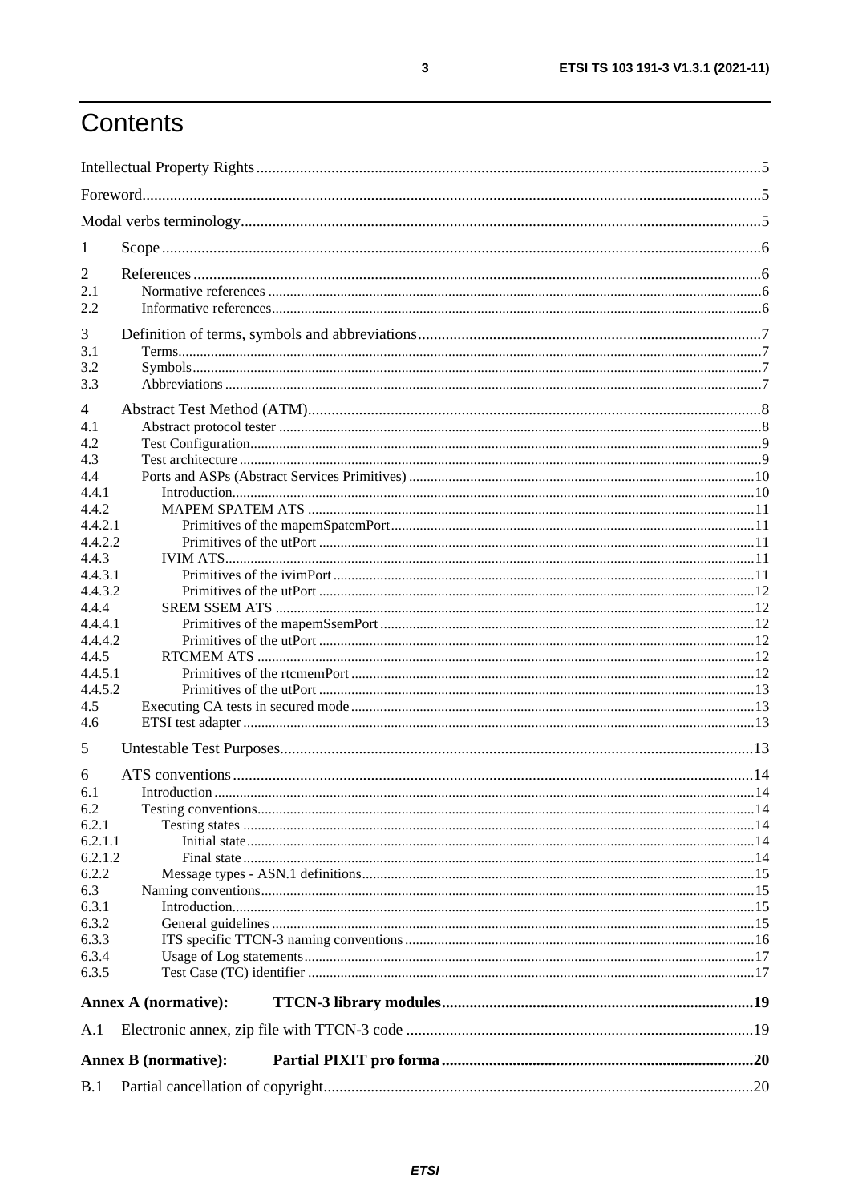# Contents

Intellectual Property Rights .......... 5
Foreword .......... 5
Modal verbs terminology .......... 5

1 Scope .......... 6

2 References .......... 6
2.1 Normative references .......... 6
2.2 Informative references .......... 6

3 Definition of terms, symbols and abbreviations .......... 7
3.1 Terms .......... 7
3.2 Symbols .......... 7
3.3 Abbreviations .......... 7

4 Abstract Test Method (ATM) .......... 8
4.1 Abstract protocol tester .......... 8
4.2 Test Configuration .......... 9
4.3 Test architecture .......... 9
4.4 Ports and ASPs (Abstract Services Primitives) .......... 10
4.4.1 Introduction .......... 10
4.4.2 MAPEM SPATEM ATS .......... 11
4.4.2.1 Primitives of the mapemSpatemPort .......... 11
4.4.2.2 Primitives of the utPort .......... 11
4.4.3 IVIM ATS .......... 11
4.4.3.1 Primitives of the ivimPort .......... 11
4.4.3.2 Primitives of the utPort .......... 12
4.4.4 SREM SSEM ATS .......... 12
4.4.4.1 Primitives of the mapemSsemPort .......... 12
4.4.4.2 Primitives of the utPort .......... 12
4.4.5 RTCMEM ATS .......... 12
4.4.5.1 Primitives of the rtcmemPort .......... 12
4.4.5.2 Primitives of the utPort .......... 13
4.5 Executing CA tests in secured mode .......... 13
4.6 ETSI test adapter .......... 13

5 Untestable Test Purposes .......... 13

6 ATS conventions .......... 14
6.1 Introduction .......... 14
6.2 Testing conventions .......... 14
6.2.1 Testing states .......... 14
6.2.1.1 Initial state .......... 14
6.2.1.2 Final state .......... 14
6.2.2 Message types - ASN.1 definitions .......... 15
6.3 Naming conventions .......... 15
6.3.1 Introduction .......... 15
6.3.2 General guidelines .......... 15
6.3.3 ITS specific TTCN-3 naming conventions .......... 16
6.3.4 Usage of Log statements .......... 17
6.3.5 Test Case (TC) identifier .......... 17

**Annex A (normative): TTCN-3 library modules .......... 19**

A.1 Electronic annex, zip file with TTCN-3 code .......... 19

**Annex B (normative): Partial PIXIT pro forma .......... 20**

B.1 Partial cancellation of copyright .......... 20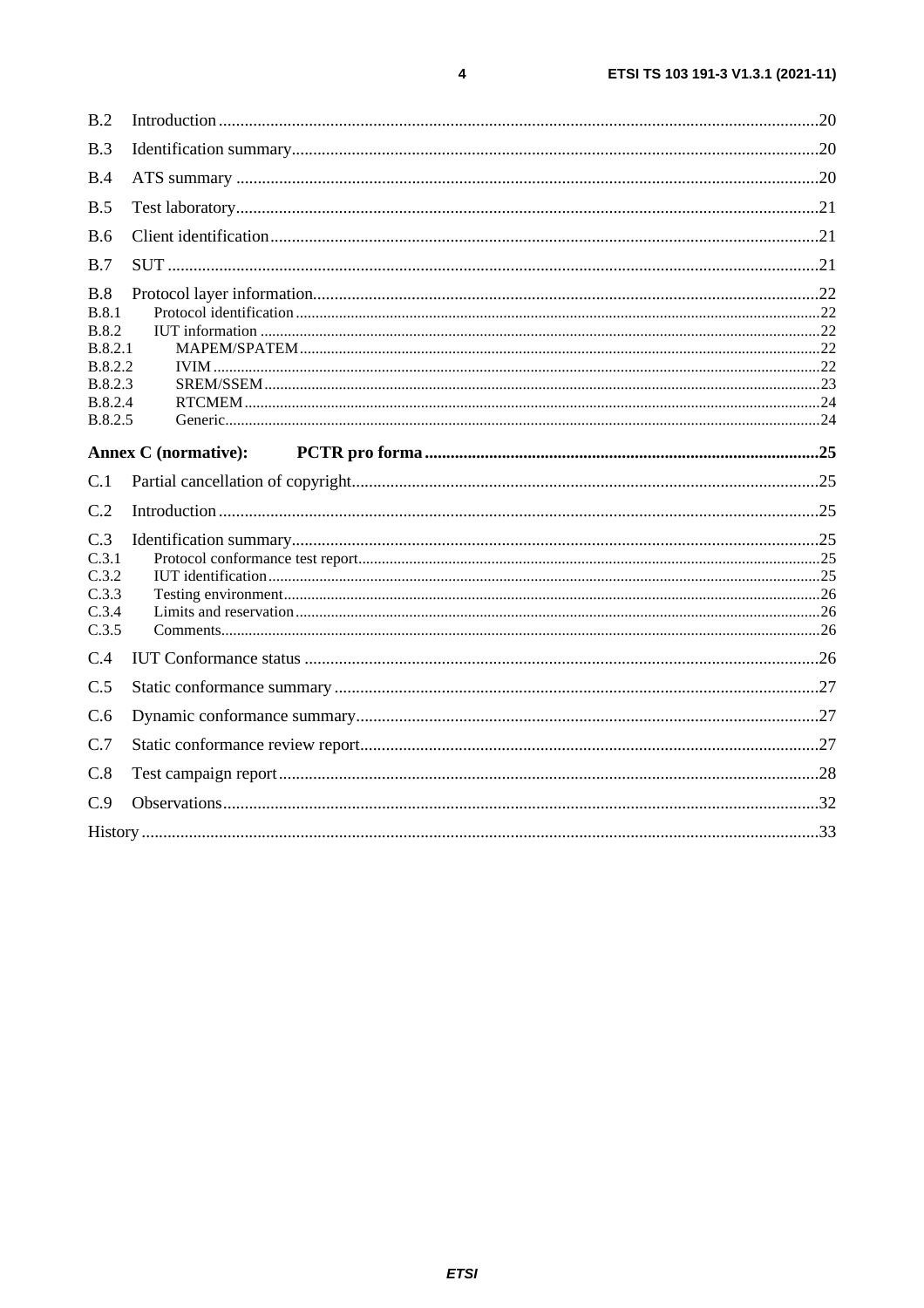B.2 Introduction ..... 20

B.3 Identification summary ..... 20

B.4 ATS summary ..... 20

B.5 Test laboratory ..... 21

B.6 Client identification ..... 21

B.7 SUT ..... 21

B.8 Protocol layer information ..... 22
B.8.1 Protocol identification ..... 22
B.8.2 IUT information ..... 22
B.8.2.1 MAPEM/SPATEM ..... 22
B.8.2.2 IVIM ..... 22
B.8.2.3 SREM/SSEM ..... 23
B.8.2.4 RTCMEM ..... 24
B.8.2.5 Generic ..... 24

**Annex C (normative): PCTR pro forma ..... 25**

C.1 Partial cancellation of copyright ..... 25

C.2 Introduction ..... 25

C.3 Identification summary ..... 25
C.3.1 Protocol conformance test report ..... 25
C.3.2 IUT identification ..... 25
C.3.3 Testing environment ..... 26
C.3.4 Limits and reservation ..... 26
C.3.5 Comments ..... 26

C.4 IUT Conformance status ..... 26

C.5 Static conformance summary ..... 27

C.6 Dynamic conformance summary ..... 27

C.7 Static conformance review report ..... 27

C.8 Test campaign report ..... 28

C.9 Observations ..... 32

History ..... 33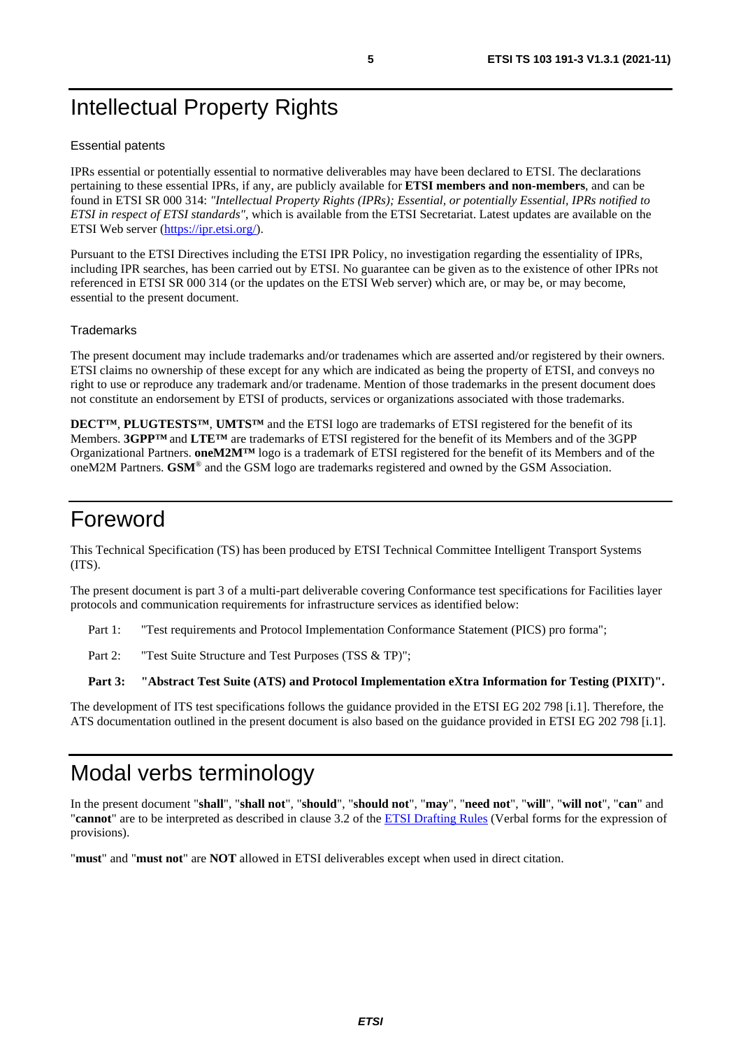# Intellectual Property Rights

## Essential patents

IPRs essential or potentially essential to normative deliverables may have been declared to ETSI. The declarations pertaining to these essential IPRs, if any, are publicly available for **ETSI members and non-members**, and can be found in ETSI SR 000 314: *"Intellectual Property Rights (IPRs); Essential, or potentially Essential, IPRs notified to ETSI in respect of ETSI standards"*, which is available from the ETSI Secretariat. Latest updates are available on the ETSI Web server (https://ipr.etsi.org/).

Pursuant to the ETSI Directives including the ETSI IPR Policy, no investigation regarding the essentiality of IPRs, including IPR searches, has been carried out by ETSI. No guarantee can be given as to the existence of other IPRs not referenced in ETSI SR 000 314 (or the updates on the ETSI Web server) which are, or may be, or may become, essential to the present document.

## Trademarks

The present document may include trademarks and/or tradenames which are asserted and/or registered by their owners. ETSI claims no ownership of these except for any which are indicated as being the property of ETSI, and conveys no right to use or reproduce any trademark and/or tradename. Mention of those trademarks in the present document does not constitute an endorsement by ETSI of products, services or organizations associated with those trademarks.

**DECT™**, **PLUGTESTS™**, **UMTS™** and the ETSI logo are trademarks of ETSI registered for the benefit of its Members. **3GPP™** and **LTE™** are trademarks of ETSI registered for the benefit of its Members and of the 3GPP Organizational Partners. **oneM2M™** logo is a trademark of ETSI registered for the benefit of its Members and of the oneM2M Partners. **GSM**® and the GSM logo are trademarks registered and owned by the GSM Association.

# Foreword

This Technical Specification (TS) has been produced by ETSI Technical Committee Intelligent Transport Systems (ITS).

The present document is part 3 of a multi-part deliverable covering Conformance test specifications for Facilities layer protocols and communication requirements for infrastructure services as identified below:

Part 1: "Test requirements and Protocol Implementation Conformance Statement (PICS) pro forma";

Part 2: "Test Suite Structure and Test Purposes (TSS & TP)";

**Part 3: "Abstract Test Suite (ATS) and Protocol Implementation eXtra Information for Testing (PIXIT)".**

The development of ITS test specifications follows the guidance provided in the ETSI EG 202 798 [i.1]. Therefore, the ATS documentation outlined in the present document is also based on the guidance provided in ETSI EG 202 798 [i.1].

# Modal verbs terminology

In the present document "**shall**", "**shall not**", "**should**", "**should not**", "**may**", "**need not**", "**will**", "**will not**", "**can**" and "**cannot**" are to be interpreted as described in clause 3.2 of the ETSI Drafting Rules (Verbal forms for the expression of provisions).

"**must**" and "**must not**" are **NOT** allowed in ETSI deliverables except when used in direct citation.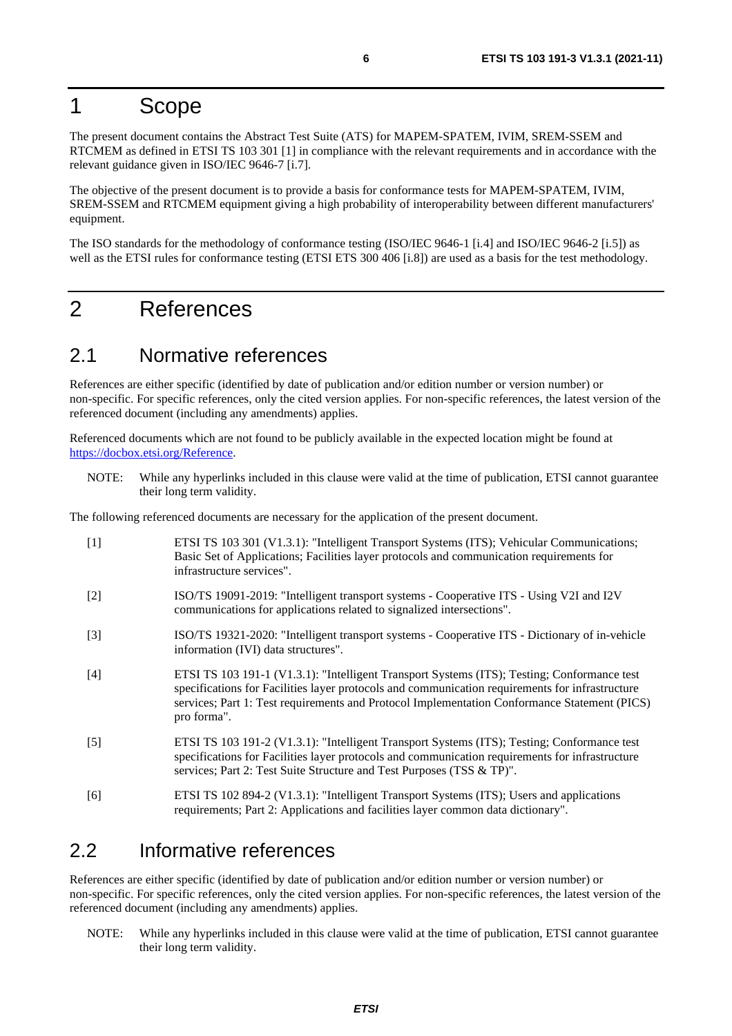# 1 Scope

The present document contains the Abstract Test Suite (ATS) for MAPEM-SPATEM, IVIM, SREM-SSEM and RTCMEM as defined in ETSI TS 103 301 [1] in compliance with the relevant requirements and in accordance with the relevant guidance given in ISO/IEC 9646-7 [i.7].

The objective of the present document is to provide a basis for conformance tests for MAPEM-SPATEM, IVIM, SREM-SSEM and RTCMEM equipment giving a high probability of interoperability between different manufacturers' equipment.

The ISO standards for the methodology of conformance testing (ISO/IEC 9646-1 [i.4] and ISO/IEC 9646-2 [i.5]) as well as the ETSI rules for conformance testing (ETSI ETS 300 406 [i.8]) are used as a basis for the test methodology.

# 2 References

## 2.1 Normative references

References are either specific (identified by date of publication and/or edition number or version number) or non-specific. For specific references, only the cited version applies. For non-specific references, the latest version of the referenced document (including any amendments) applies.

Referenced documents which are not found to be publicly available in the expected location might be found at https://docbox.etsi.org/Reference.

NOTE: While any hyperlinks included in this clause were valid at the time of publication, ETSI cannot guarantee their long term validity.

The following referenced documents are necessary for the application of the present document.

[1] ETSI TS 103 301 (V1.3.1): "Intelligent Transport Systems (ITS); Vehicular Communications; Basic Set of Applications; Facilities layer protocols and communication requirements for infrastructure services".

[2] ISO/TS 19091-2019: "Intelligent transport systems - Cooperative ITS - Using V2I and I2V communications for applications related to signalized intersections".

[3] ISO/TS 19321-2020: "Intelligent transport systems - Cooperative ITS - Dictionary of in-vehicle information (IVI) data structures".

[4] ETSI TS 103 191-1 (V1.3.1): "Intelligent Transport Systems (ITS); Testing; Conformance test specifications for Facilities layer protocols and communication requirements for infrastructure services; Part 1: Test requirements and Protocol Implementation Conformance Statement (PICS) pro forma".

[5] ETSI TS 103 191-2 (V1.3.1): "Intelligent Transport Systems (ITS); Testing; Conformance test specifications for Facilities layer protocols and communication requirements for infrastructure services; Part 2: Test Suite Structure and Test Purposes (TSS & TP)".

[6] ETSI TS 102 894-2 (V1.3.1): "Intelligent Transport Systems (ITS); Users and applications requirements; Part 2: Applications and facilities layer common data dictionary".

## 2.2 Informative references

References are either specific (identified by date of publication and/or edition number or version number) or non-specific. For specific references, only the cited version applies. For non-specific references, the latest version of the referenced document (including any amendments) applies.

NOTE: While any hyperlinks included in this clause were valid at the time of publication, ETSI cannot guarantee their long term validity.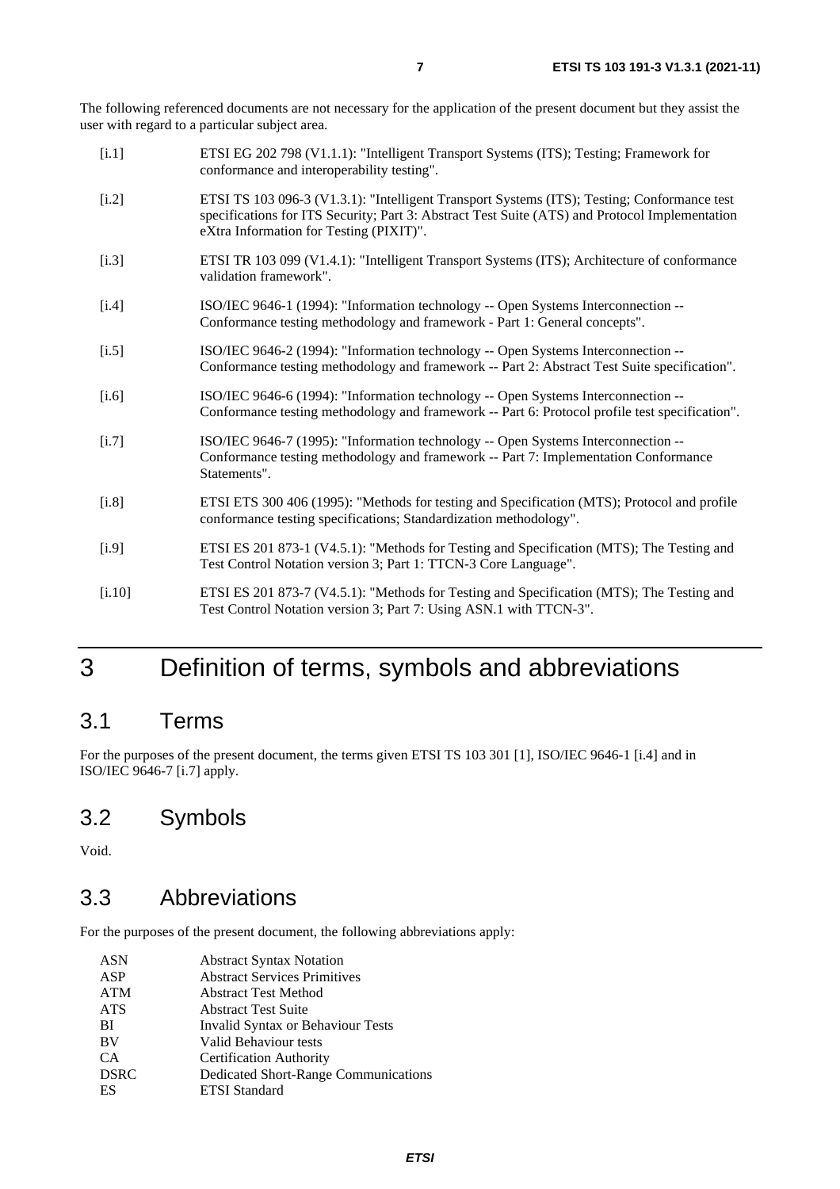The following referenced documents are not necessary for the application of the present document but they assist the user with regard to a particular subject area.

[i.1] ETSI EG 202 798 (V1.1.1): "Intelligent Transport Systems (ITS); Testing; Framework for conformance and interoperability testing".

[i.2] ETSI TS 103 096-3 (V1.3.1): "Intelligent Transport Systems (ITS); Testing; Conformance test specifications for ITS Security; Part 3: Abstract Test Suite (ATS) and Protocol Implementation eXtra Information for Testing (PIXIT)".

[i.3] ETSI TR 103 099 (V1.4.1): "Intelligent Transport Systems (ITS); Architecture of conformance validation framework".

[i.4] ISO/IEC 9646-1 (1994): "Information technology -- Open Systems Interconnection -- Conformance testing methodology and framework - Part 1: General concepts".

[i.5] ISO/IEC 9646-2 (1994): "Information technology -- Open Systems Interconnection -- Conformance testing methodology and framework -- Part 2: Abstract Test Suite specification".

[i.6] ISO/IEC 9646-6 (1994): "Information technology -- Open Systems Interconnection -- Conformance testing methodology and framework -- Part 6: Protocol profile test specification".

[i.7] ISO/IEC 9646-7 (1995): "Information technology -- Open Systems Interconnection -- Conformance testing methodology and framework -- Part 7: Implementation Conformance Statements".

[i.8] ETSI ETS 300 406 (1995): "Methods for testing and Specification (MTS); Protocol and profile conformance testing specifications; Standardization methodology".

[i.9] ETSI ES 201 873-1 (V4.5.1): "Methods for Testing and Specification (MTS); The Testing and Test Control Notation version 3; Part 1: TTCN-3 Core Language".

[i.10] ETSI ES 201 873-7 (V4.5.1): "Methods for Testing and Specification (MTS); The Testing and Test Control Notation version 3; Part 7: Using ASN.1 with TTCN-3".

# 3 Definition of terms, symbols and abbreviations

## 3.1 Terms

For the purposes of the present document, the terms given ETSI TS 103 301 [1], ISO/IEC 9646-1 [i.4] and in ISO/IEC 9646-7 [i.7] apply.

## 3.2 Symbols

Void.

## 3.3 Abbreviations

For the purposes of the present document, the following abbreviations apply:

| | |
|---|---|
| ASN | Abstract Syntax Notation |
| ASP | Abstract Services Primitives |
| ATM | Abstract Test Method |
| ATS | Abstract Test Suite |
| BI | Invalid Syntax or Behaviour Tests |
| BV | Valid Behaviour tests |
| CA | Certification Authority |
| DSRC | Dedicated Short-Range Communications |
| ES | ETSI Standard |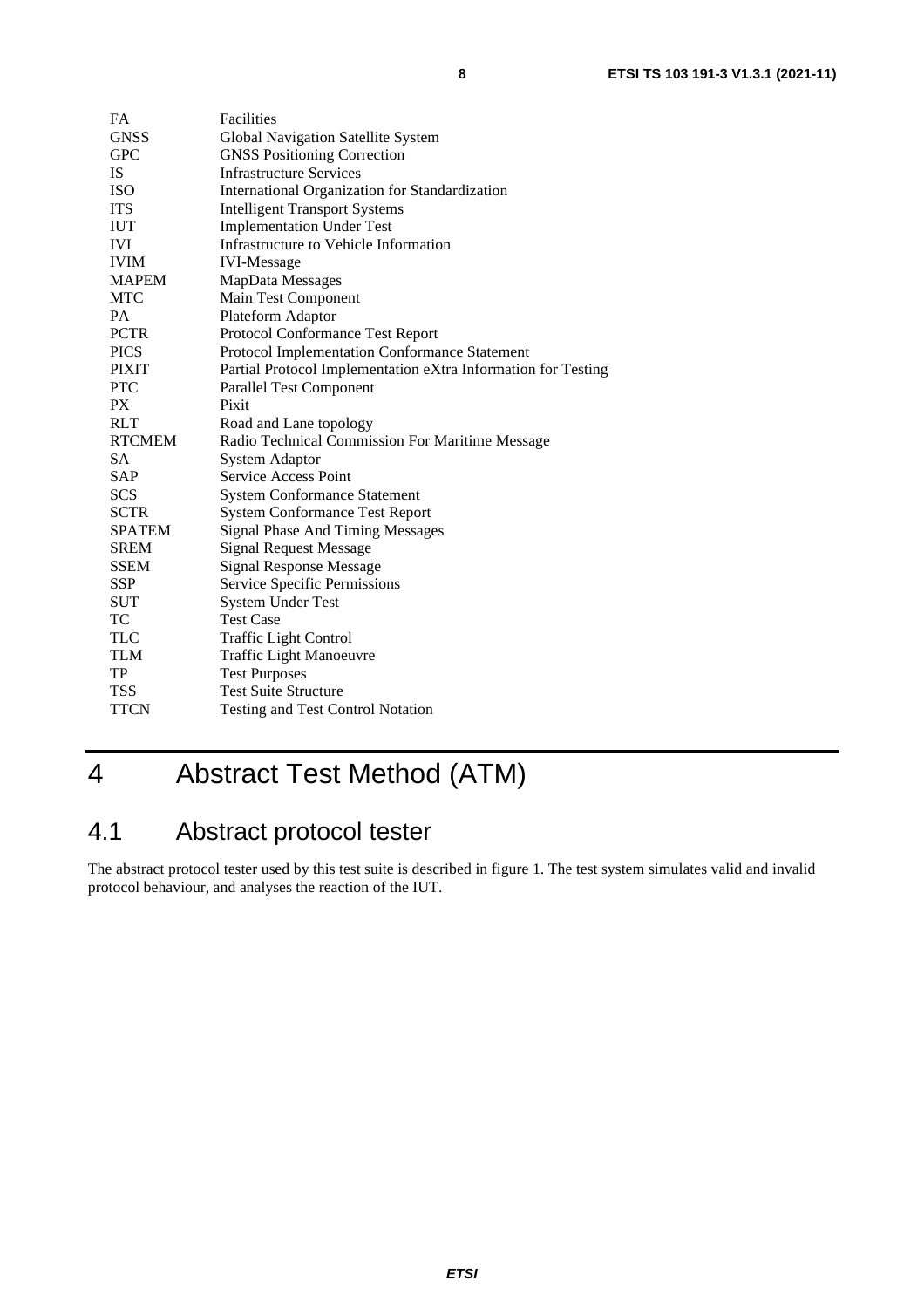| | |
|---|---|
| FA | Facilities |
| GNSS | Global Navigation Satellite System |
| GPC | GNSS Positioning Correction |
| IS | Infrastructure Services |
| ISO | International Organization for Standardization |
| ITS | Intelligent Transport Systems |
| IUT | Implementation Under Test |
| IVI | Infrastructure to Vehicle Information |
| IVIM | IVI-Message |
| MAPEM | MapData Messages |
| MTC | Main Test Component |
| PA | Plateform Adaptor |
| PCTR | Protocol Conformance Test Report |
| PICS | Protocol Implementation Conformance Statement |
| PIXIT | Partial Protocol Implementation eXtra Information for Testing |
| PTC | Parallel Test Component |
| PX | Pixit |
| RLT | Road and Lane topology |
| RTCMEM | Radio Technical Commission For Maritime Message |
| SA | System Adaptor |
| SAP | Service Access Point |
| SCS | System Conformance Statement |
| SCTR | System Conformance Test Report |
| SPATEM | Signal Phase And Timing Messages |
| SREM | Signal Request Message |
| SSEM | Signal Response Message |
| SSP | Service Specific Permissions |
| SUT | System Under Test |
| TC | Test Case |
| TLC | Traffic Light Control |
| TLM | Traffic Light Manoeuvre |
| TP | Test Purposes |
| TSS | Test Suite Structure |
| TTCN | Testing and Test Control Notation |

# 4 Abstract Test Method (ATM)

## 4.1 Abstract protocol tester

The abstract protocol tester used by this test suite is described in figure 1. The test system simulates valid and invalid protocol behaviour, and analyses the reaction of the IUT.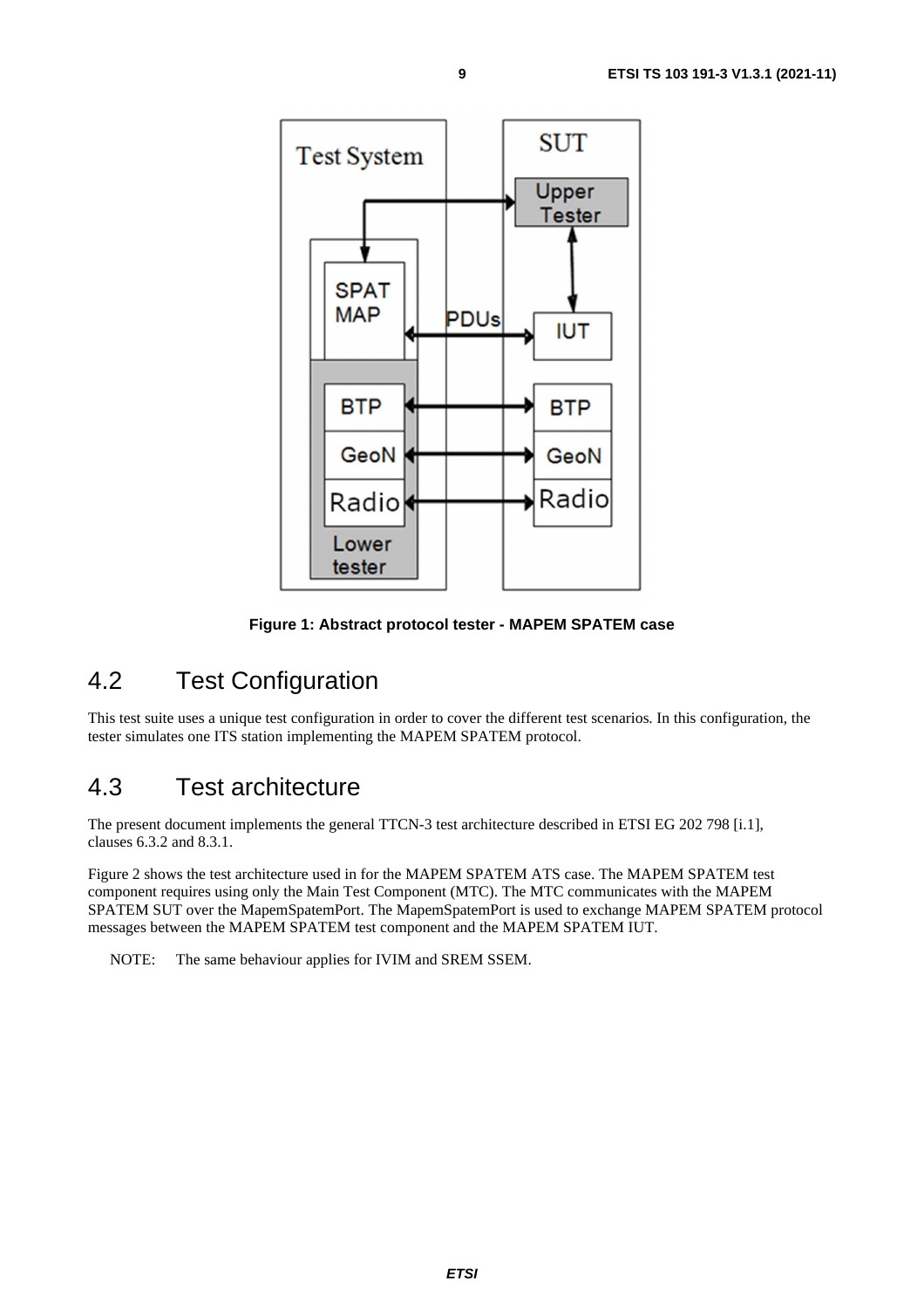**Figure 1: Abstract protocol tester - MAPEM SPATEM case**

## 4.2 Test Configuration

This test suite uses a unique test configuration in order to cover the different test scenarios. In this configuration, the tester simulates one ITS station implementing the MAPEM SPATEM protocol.

## 4.3 Test architecture

The present document implements the general TTCN-3 test architecture described in ETSI EG 202 798 [i.1], clauses 6.3.2 and 8.3.1.

Figure 2 shows the test architecture used in for the MAPEM SPATEM ATS case. The MAPEM SPATEM test component requires using only the Main Test Component (MTC). The MTC communicates with the MAPEM SPATEM SUT over the MapemSpatemPort. The MapemSpatemPort is used to exchange MAPEM SPATEM protocol messages between the MAPEM SPATEM test component and the MAPEM SPATEM IUT.

NOTE: The same behaviour applies for IVIM and SREM SSEM.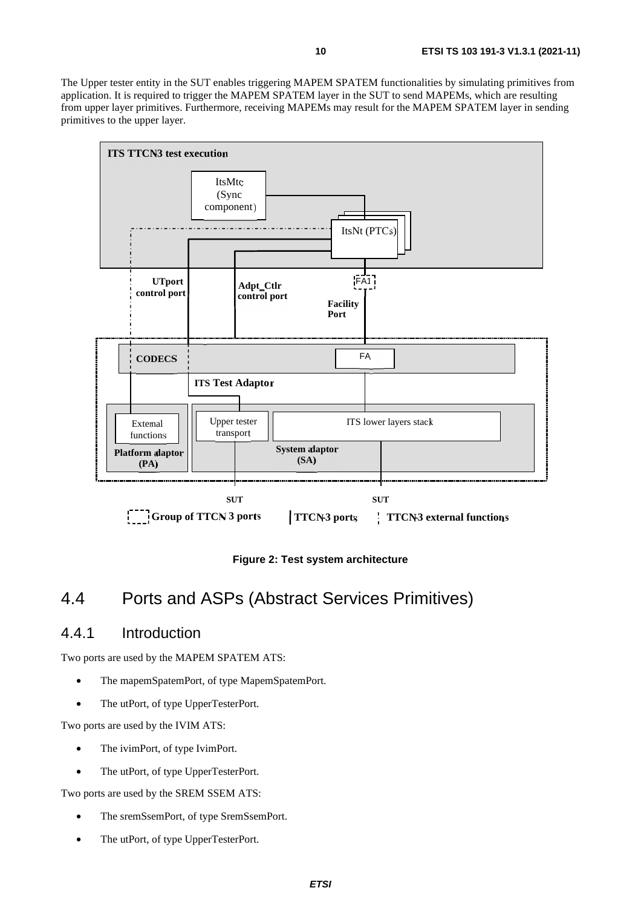The Upper tester entity in the SUT enables triggering MAPEM SPATEM functionalities by simulating primitives from application. It is required to trigger the MAPEM SPATEM layer in the SUT to send MAPEMs, which are resulting from upper layer primitives. Furthermore, receiving MAPEMs may result for the MAPEM SPATEM layer in sending primitives to the upper layer.

**Figure 2: Test system architecture**

## 4.4 Ports and ASPs (Abstract Services Primitives)

### 4.4.1 Introduction

Two ports are used by the MAPEM SPATEM ATS:

- The mapemSpatemPort, of type MapemSpatemPort.
- The utPort, of type UpperTesterPort.

Two ports are used by the IVIM ATS:

- The ivimPort, of type IvimPort.
- The utPort, of type UpperTesterPort.

Two ports are used by the SREM SSEM ATS:

- The sremSsemPort, of type SremSsemPort.
- The utPort, of type UpperTesterPort.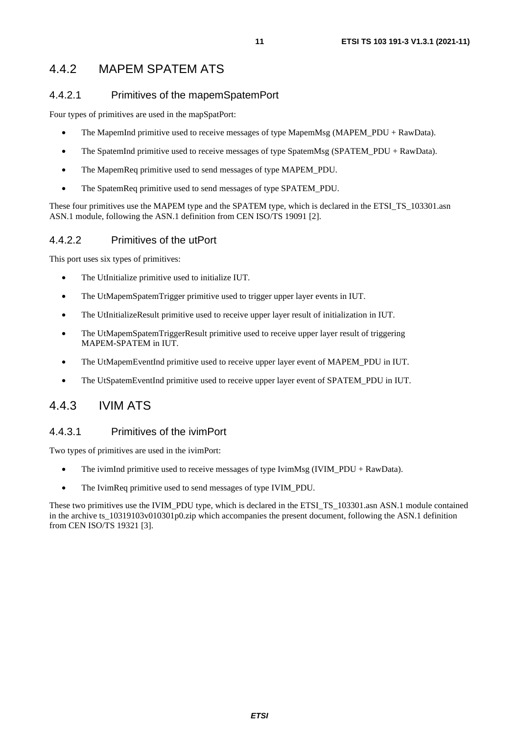### 4.4.2 MAPEM SPATEM ATS

#### 4.4.2.1 Primitives of the mapemSpatemPort

Four types of primitives are used in the mapSpatPort:

- The MapemInd primitive used to receive messages of type MapemMsg (MAPEM_PDU + RawData).
- The SpatemInd primitive used to receive messages of type SpatemMsg (SPATEM_PDU + RawData).
- The MapemReq primitive used to send messages of type MAPEM_PDU.
- The SpatemReq primitive used to send messages of type SPATEM_PDU.

These four primitives use the MAPEM type and the SPATEM type, which is declared in the ETSI_TS_103301.asn ASN.1 module, following the ASN.1 definition from CEN ISO/TS 19091 [2].

#### 4.4.2.2 Primitives of the utPort

This port uses six types of primitives:

- The UtInitialize primitive used to initialize IUT.
- The UtMapemSpatemTrigger primitive used to trigger upper layer events in IUT.
- The UtInitializeResult primitive used to receive upper layer result of initialization in IUT.
- The UtMapemSpatemTriggerResult primitive used to receive upper layer result of triggering MAPEM-SPATEM in IUT.
- The UtMapemEventInd primitive used to receive upper layer event of MAPEM_PDU in IUT.
- The UtSpatemEventInd primitive used to receive upper layer event of SPATEM_PDU in IUT.

### 4.4.3 IVIM ATS

#### 4.4.3.1 Primitives of the ivimPort

Two types of primitives are used in the ivimPort:

- The ivimInd primitive used to receive messages of type IvimMsg (IVIM_PDU + RawData).
- The IvimReq primitive used to send messages of type IVIM_PDU.

These two primitives use the IVIM_PDU type, which is declared in the ETSI_TS_103301.asn ASN.1 module contained in the archive ts_10319103v010301p0.zip which accompanies the present document, following the ASN.1 definition from CEN ISO/TS 19321 [3].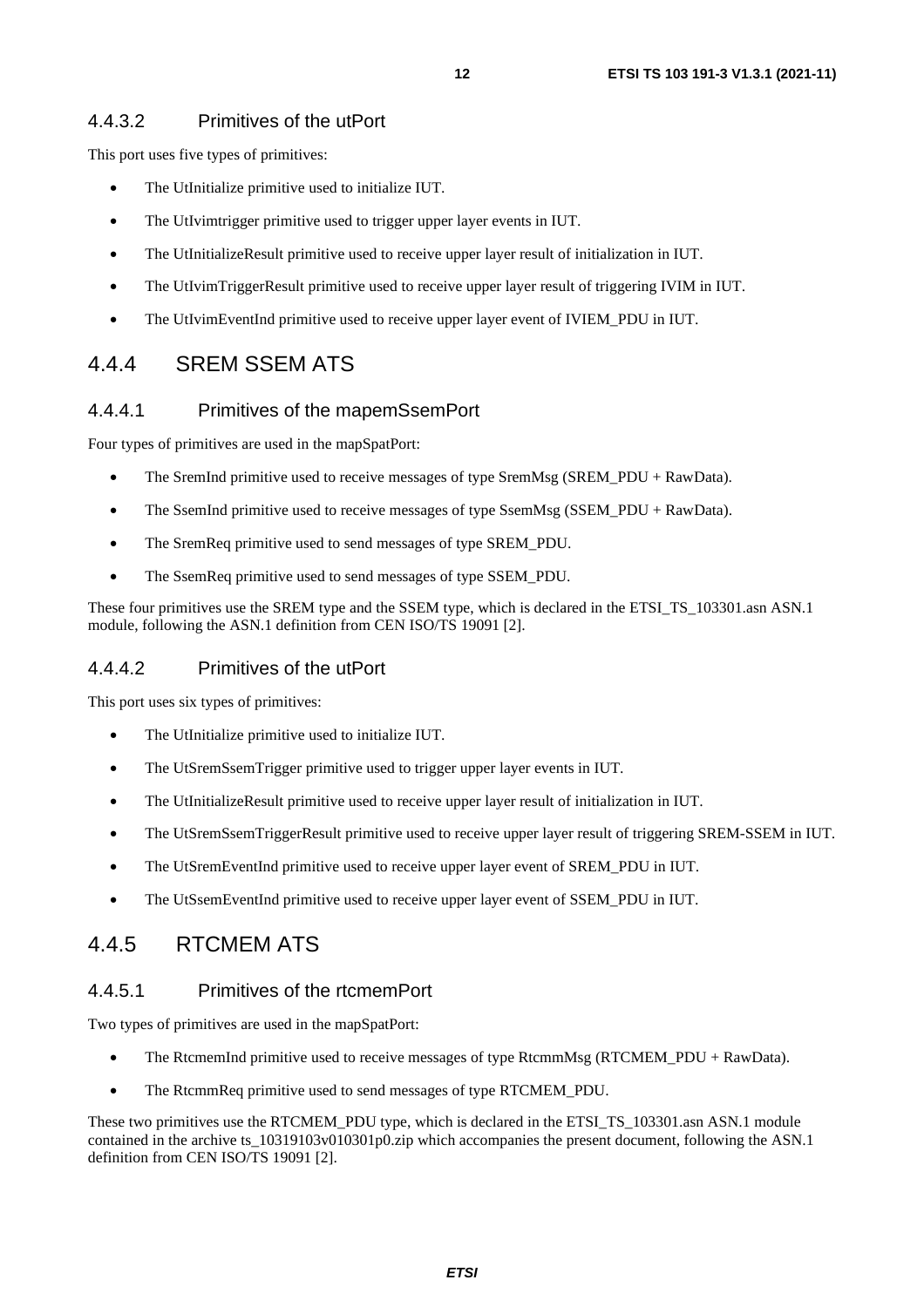#### 4.4.3.2 Primitives of the utPort

This port uses five types of primitives:

- The UtInitialize primitive used to initialize IUT.
- The UtIvimtrigger primitive used to trigger upper layer events in IUT.
- The UtInitializeResult primitive used to receive upper layer result of initialization in IUT.
- The UtIvimTriggerResult primitive used to receive upper layer result of triggering IVIM in IUT.
- The UtIvimEventInd primitive used to receive upper layer event of IVIEM_PDU in IUT.

### 4.4.4 SREM SSEM ATS

#### 4.4.4.1 Primitives of the mapemSsemPort

Four types of primitives are used in the mapSpatPort:

- The SremInd primitive used to receive messages of type SremMsg (SREM_PDU + RawData).
- The SsemInd primitive used to receive messages of type SsemMsg (SSEM_PDU + RawData).
- The SremReq primitive used to send messages of type SREM_PDU.
- The SsemReq primitive used to send messages of type SSEM_PDU.

These four primitives use the SREM type and the SSEM type, which is declared in the ETSI_TS_103301.asn ASN.1 module, following the ASN.1 definition from CEN ISO/TS 19091 [2].

#### 4.4.4.2 Primitives of the utPort

This port uses six types of primitives:

- The UtInitialize primitive used to initialize IUT.
- The UtSremSsemTrigger primitive used to trigger upper layer events in IUT.
- The UtInitializeResult primitive used to receive upper layer result of initialization in IUT.
- The UtSremSsemTriggerResult primitive used to receive upper layer result of triggering SREM-SSEM in IUT.
- The UtSremEventInd primitive used to receive upper layer event of SREM_PDU in IUT.
- The UtSsemEventInd primitive used to receive upper layer event of SSEM_PDU in IUT.

### 4.4.5 RTCMEM ATS

#### 4.4.5.1 Primitives of the rtcmemPort

Two types of primitives are used in the mapSpatPort:

- The RtcmemInd primitive used to receive messages of type RtcmmMsg (RTCMEM_PDU + RawData).
- The RtcmmReq primitive used to send messages of type RTCMEM_PDU.

These two primitives use the RTCMEM_PDU type, which is declared in the ETSI_TS_103301.asn ASN.1 module contained in the archive ts_10319103v010301p0.zip which accompanies the present document, following the ASN.1 definition from CEN ISO/TS 19091 [2].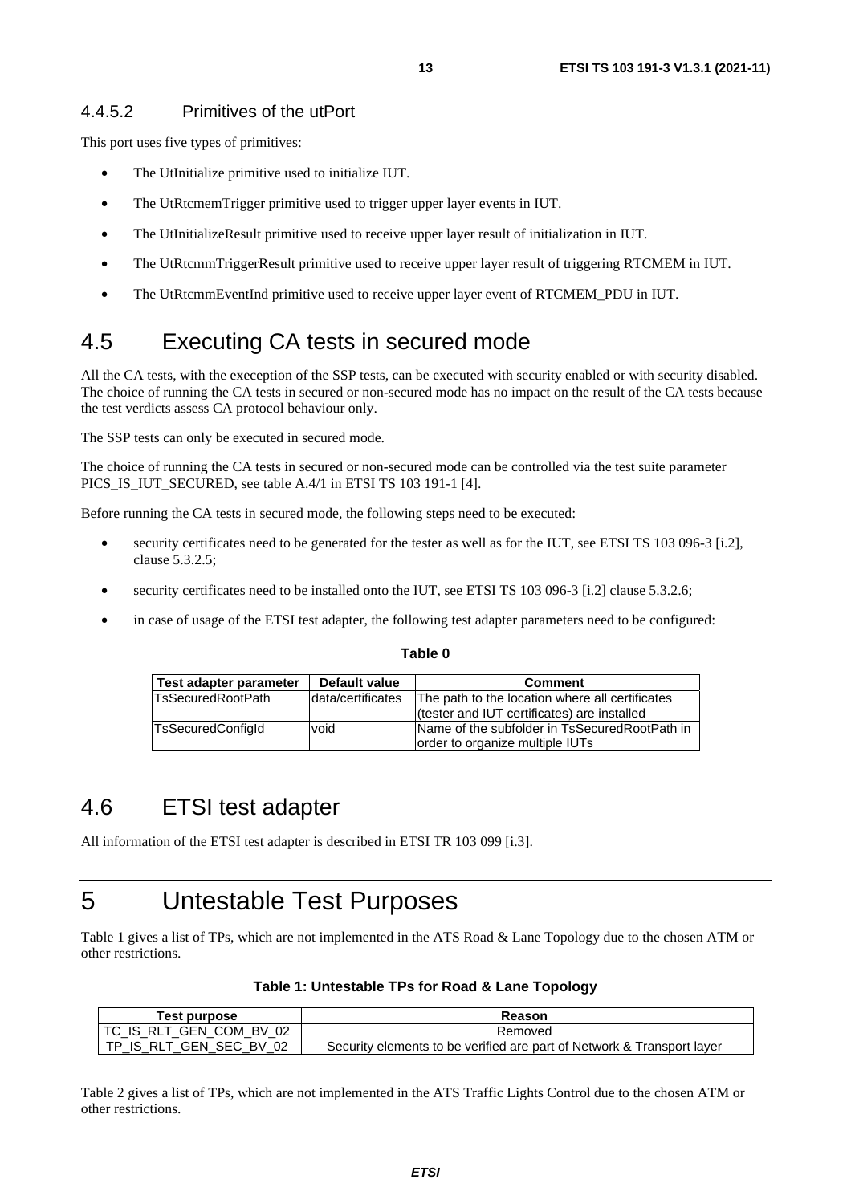#### 4.4.5.2 Primitives of the utPort

This port uses five types of primitives:

- The UtInitialize primitive used to initialize IUT.
- The UtRtcmemTrigger primitive used to trigger upper layer events in IUT.
- The UtInitializeResult primitive used to receive upper layer result of initialization in IUT.
- The UtRtcmmTriggerResult primitive used to receive upper layer result of triggering RTCMEM in IUT.
- The UtRtcmmEventInd primitive used to receive upper layer event of RTCMEM_PDU in IUT.

## 4.5 Executing CA tests in secured mode

All the CA tests, with the exeception of the SSP tests, can be executed with security enabled or with security disabled. The choice of running the CA tests in secured or non-secured mode has no impact on the result of the CA tests because the test verdicts assess CA protocol behaviour only.

The SSP tests can only be executed in secured mode.

The choice of running the CA tests in secured or non-secured mode can be controlled via the test suite parameter PICS_IS_IUT_SECURED, see table A.4/1 in ETSI TS 103 191-1 [4].

Before running the CA tests in secured mode, the following steps need to be executed:

- security certificates need to be generated for the tester as well as for the IUT, see ETSI TS 103 096-3 [i.2], clause 5.3.2.5;
- security certificates need to be installed onto the IUT, see ETSI TS 103 096-3 [i.2] clause 5.3.2.6;
- in case of usage of the ETSI test adapter, the following test adapter parameters need to be configured:

**Table 0**

| Test adapter parameter | Default value | Comment |
| --- | --- | --- |
| TsSecuredRootPath | data/certificates | The path to the location where all certificates (tester and IUT certificates) are installed |
| TsSecuredConfigId | void | Name of the subfolder in TsSecuredRootPath in order to organize multiple IUTs |

## 4.6 ETSI test adapter

All information of the ETSI test adapter is described in ETSI TR 103 099 [i.3].

# 5 Untestable Test Purposes

Table 1 gives a list of TPs, which are not implemented in the ATS Road & Lane Topology due to the chosen ATM or other restrictions.

**Table 1: Untestable TPs for Road & Lane Topology**

| Test purpose | Reason |
| --- | --- |
| TC_IS_RLT_GEN_COM_BV_02 | Removed |
| TP_IS_RLT_GEN_SEC_BV_02 | Security elements to be verified are part of Network & Transport layer |

Table 2 gives a list of TPs, which are not implemented in the ATS Traffic Lights Control due to the chosen ATM or other restrictions.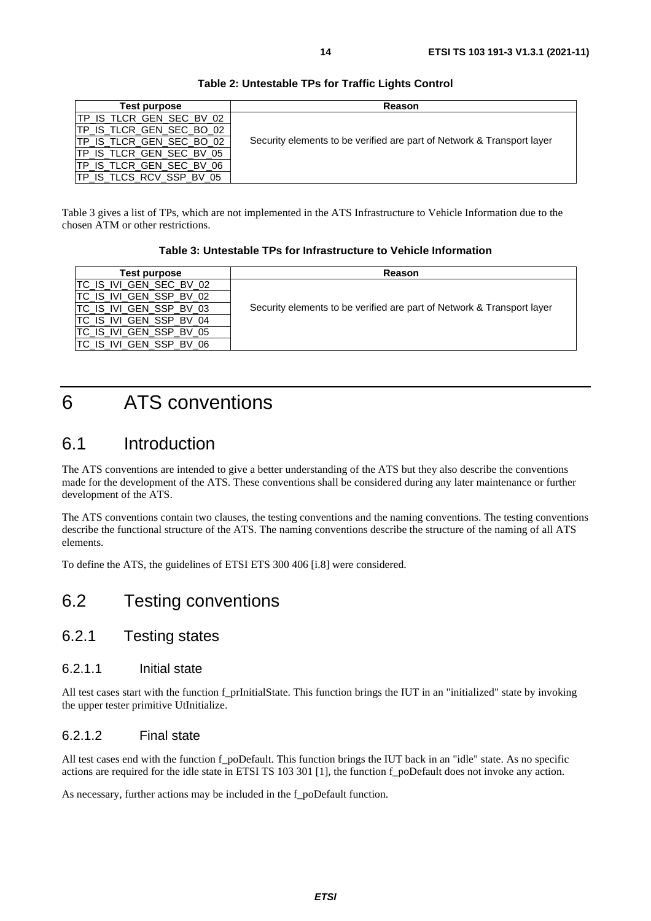**Table 2: Untestable TPs for Traffic Lights Control**

| Test purpose | Reason |
| --- | --- |
| TP_IS_TLCR_GEN_SEC_BV_02 | Security elements to be verified are part of Network & Transport layer |
| TP_IS_TLCR_GEN_SEC_BO_02 | |
| TP_IS_TLCR_GEN_SEC_BO_02 | |
| TP_IS_TLCR_GEN_SEC_BV_05 | |
| TP_IS_TLCR_GEN_SEC_BV_06 | |
| TP_IS_TLCS_RCV_SSP_BV_05 | |

Table 3 gives a list of TPs, which are not implemented in the ATS Infrastructure to Vehicle Information due to the chosen ATM or other restrictions.

**Table 3: Untestable TPs for Infrastructure to Vehicle Information**

| Test purpose | Reason |
| --- | --- |
| TC_IS_IVI_GEN_SEC_BV_02 | Security elements to be verified are part of Network & Transport layer |
| TC_IS_IVI_GEN_SSP_BV_02 | |
| TC_IS_IVI_GEN_SSP_BV_03 | |
| TC_IS_IVI_GEN_SSP_BV_04 | |
| TC_IS_IVI_GEN_SSP_BV_05 | |
| TC_IS_IVI_GEN_SSP_BV_06 | |

# 6 ATS conventions

## 6.1 Introduction

The ATS conventions are intended to give a better understanding of the ATS but they also describe the conventions made for the development of the ATS. These conventions shall be considered during any later maintenance or further development of the ATS.

The ATS conventions contain two clauses, the testing conventions and the naming conventions. The testing conventions describe the functional structure of the ATS. The naming conventions describe the structure of the naming of all ATS elements.

To define the ATS, the guidelines of ETSI ETS 300 406 [i.8] were considered.

## 6.2 Testing conventions

### 6.2.1 Testing states

#### 6.2.1.1 Initial state

All test cases start with the function f_prInitialState. This function brings the IUT in an "initialized" state by invoking the upper tester primitive UtInitialize.

#### 6.2.1.2 Final state

All test cases end with the function f_poDefault. This function brings the IUT back in an "idle" state. As no specific actions are required for the idle state in ETSI TS 103 301 [1], the function f_poDefault does not invoke any action.

As necessary, further actions may be included in the f_poDefault function.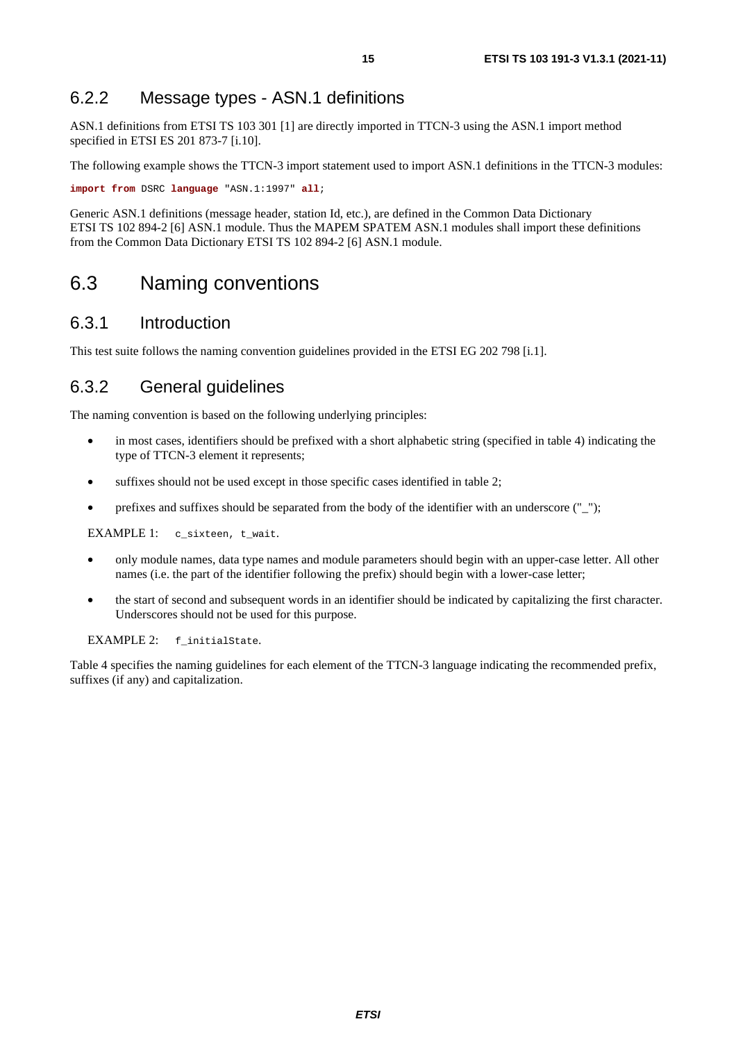### 6.2.2 Message types - ASN.1 definitions

ASN.1 definitions from ETSI TS 103 301 [1] are directly imported in TTCN-3 using the ASN.1 import method specified in ETSI ES 201 873-7 [i.10].

The following example shows the TTCN-3 import statement used to import ASN.1 definitions in the TTCN-3 modules:

```
import from DSRC language "ASN.1:1997" all;
```

Generic ASN.1 definitions (message header, station Id, etc.), are defined in the Common Data Dictionary ETSI TS 102 894-2 [6] ASN.1 module. Thus the MAPEM SPATEM ASN.1 modules shall import these definitions from the Common Data Dictionary ETSI TS 102 894-2 [6] ASN.1 module.

## 6.3 Naming conventions

### 6.3.1 Introduction

This test suite follows the naming convention guidelines provided in the ETSI EG 202 798 [i.1].

### 6.3.2 General guidelines

The naming convention is based on the following underlying principles:

- in most cases, identifiers should be prefixed with a short alphabetic string (specified in table 4) indicating the type of TTCN-3 element it represents;
- suffixes should not be used except in those specific cases identified in table 2;
- prefixes and suffixes should be separated from the body of the identifier with an underscore ("_");

EXAMPLE 1: `c_sixteen, t_wait`.

- only module names, data type names and module parameters should begin with an upper-case letter. All other names (i.e. the part of the identifier following the prefix) should begin with a lower-case letter;
- the start of second and subsequent words in an identifier should be indicated by capitalizing the first character. Underscores should not be used for this purpose.

EXAMPLE 2: `f_initialState`.

Table 4 specifies the naming guidelines for each element of the TTCN-3 language indicating the recommended prefix, suffixes (if any) and capitalization.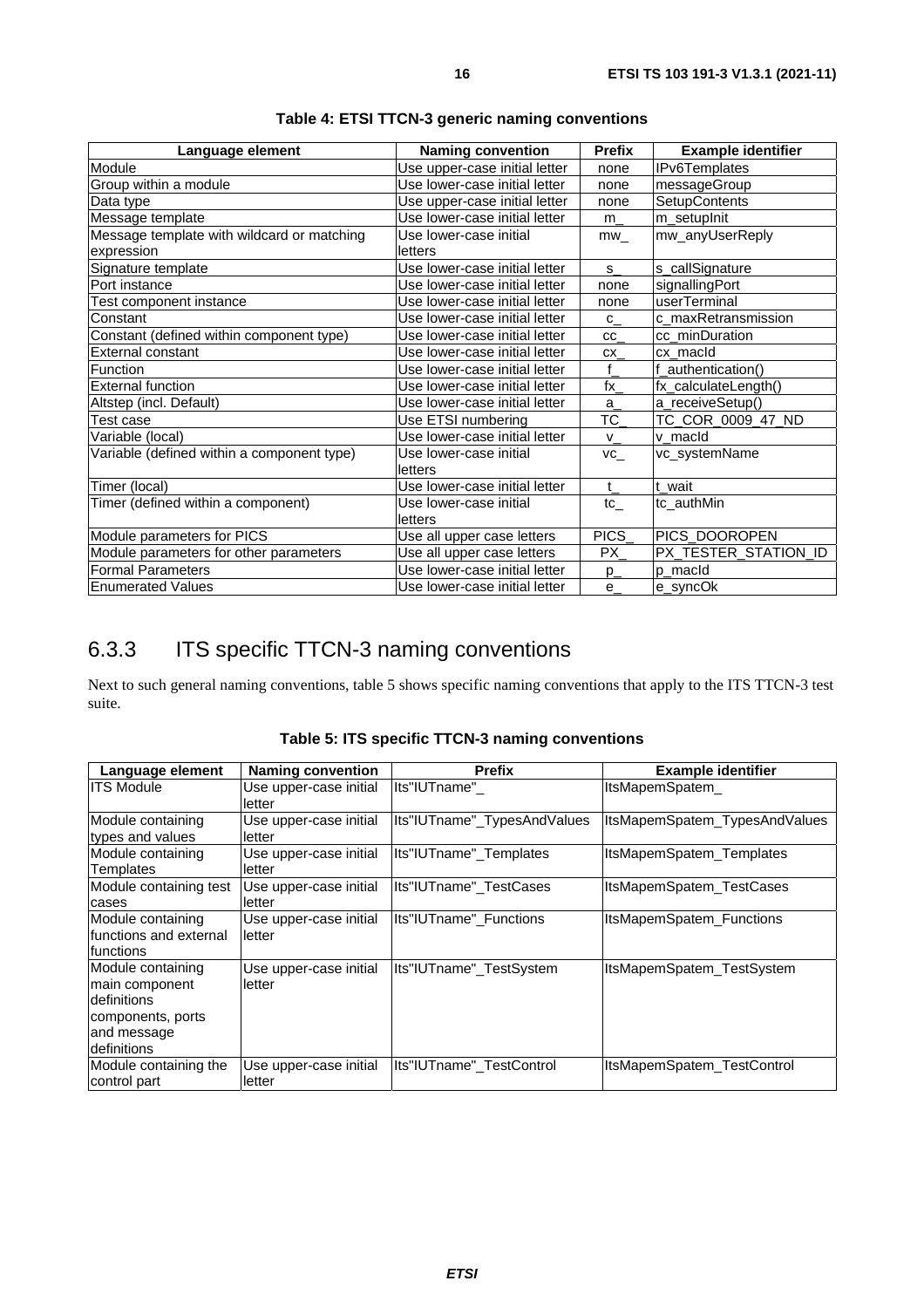**Table 4: ETSI TTCN-3 generic naming conventions**

| Language element | Naming convention | Prefix | Example identifier |
|---|---|---|---|
| Module | Use upper-case initial letter | none | IPv6Templates |
| Group within a module | Use lower-case initial letter | none | messageGroup |
| Data type | Use upper-case initial letter | none | SetupContents |
| Message template | Use lower-case initial letter | m_ | m_setupInit |
| Message template with wildcard or matching expression | Use lower-case initial letters | mw_ | mw_anyUserReply |
| Signature template | Use lower-case initial letter | s_ | s_callSignature |
| Port instance | Use lower-case initial letter | none | signallingPort |
| Test component instance | Use lower-case initial letter | none | userTerminal |
| Constant | Use lower-case initial letter | c_ | c_maxRetransmission |
| Constant (defined within component type) | Use lower-case initial letter | cc_ | cc_minDuration |
| External constant | Use lower-case initial letter | cx_ | cx_macId |
| Function | Use lower-case initial letter | f_ | f_authentication() |
| External function | Use lower-case initial letter | fx_ | fx_calculateLength() |
| Altstep (incl. Default) | Use lower-case initial letter | a_ | a_receiveSetup() |
| Test case | Use ETSI numbering | TC_ | TC_COR_0009_47_ND |
| Variable (local) | Use lower-case initial letter | v_ | v_macId |
| Variable (defined within a component type) | Use lower-case initial letters | vc_ | vc_systemName |
| Timer (local) | Use lower-case initial letter | t_ | t_wait |
| Timer (defined within a component) | Use lower-case initial letters | tc_ | tc_authMin |
| Module parameters for PICS | Use all upper case letters | PICS_ | PICS_DOOROPEN |
| Module parameters for other parameters | Use all upper case letters | PX_ | PX_TESTER_STATION_ID |
| Formal Parameters | Use lower-case initial letter | p_ | p_macId |
| Enumerated Values | Use lower-case initial letter | e_ | e_syncOk |

### 6.3.3 ITS specific TTCN-3 naming conventions

Next to such general naming conventions, table 5 shows specific naming conventions that apply to the ITS TTCN-3 test suite.

**Table 5: ITS specific TTCN-3 naming conventions**

| Language element | Naming convention | Prefix | Example identifier |
|---|---|---|---|
| ITS Module | Use upper-case initial letter | Its"IUTname"_ | ItsMapemSpatem_ |
| Module containing types and values | Use upper-case initial letter | Its"IUTname"_TypesAndValues | ItsMapemSpatem_TypesAndValues |
| Module containing Templates | Use upper-case initial letter | Its"IUTname"_Templates | ItsMapemSpatem_Templates |
| Module containing test cases | Use upper-case initial letter | Its"IUTname"_TestCases | ItsMapemSpatem_TestCases |
| Module containing functions and external functions | Use upper-case initial letter | Its"IUTname"_Functions | ItsMapemSpatem_Functions |
| Module containing main component definitions components, ports and message definitions | Use upper-case initial letter | Its"IUTname"_TestSystem | ItsMapemSpatem_TestSystem |
| Module containing the control part | Use upper-case initial letter | Its"IUTname"_TestControl | ItsMapemSpatem_TestControl |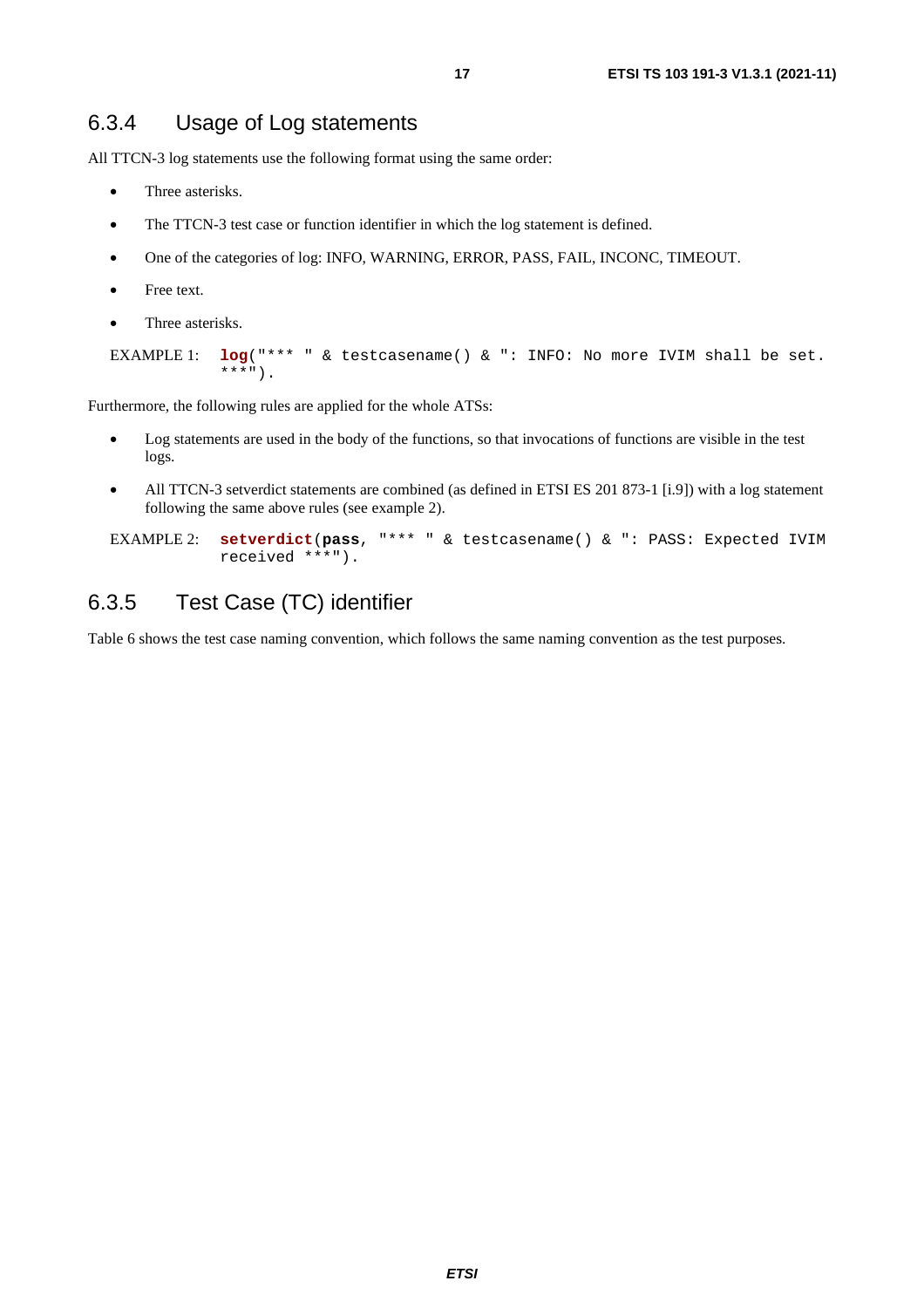### 6.3.4 Usage of Log statements

All TTCN-3 log statements use the following format using the same order:

- Three asterisks.
- The TTCN-3 test case or function identifier in which the log statement is defined.
- One of the categories of log: INFO, WARNING, ERROR, PASS, FAIL, INCONC, TIMEOUT.
- Free text.
- Three asterisks.

EXAMPLE 1:
```
log("*** " & testcasename() & ": INFO: No more IVIM shall be set. ***").
```

Furthermore, the following rules are applied for the whole ATSs:

- Log statements are used in the body of the functions, so that invocations of functions are visible in the test logs.
- All TTCN-3 setverdict statements are combined (as defined in ETSI ES 201 873-1 [i.9]) with a log statement following the same above rules (see example 2).

EXAMPLE 2:
```
setverdict(pass, "*** " & testcasename() & ": PASS: Expected IVIM received ***").
```

### 6.3.5 Test Case (TC) identifier

Table 6 shows the test case naming convention, which follows the same naming convention as the test purposes.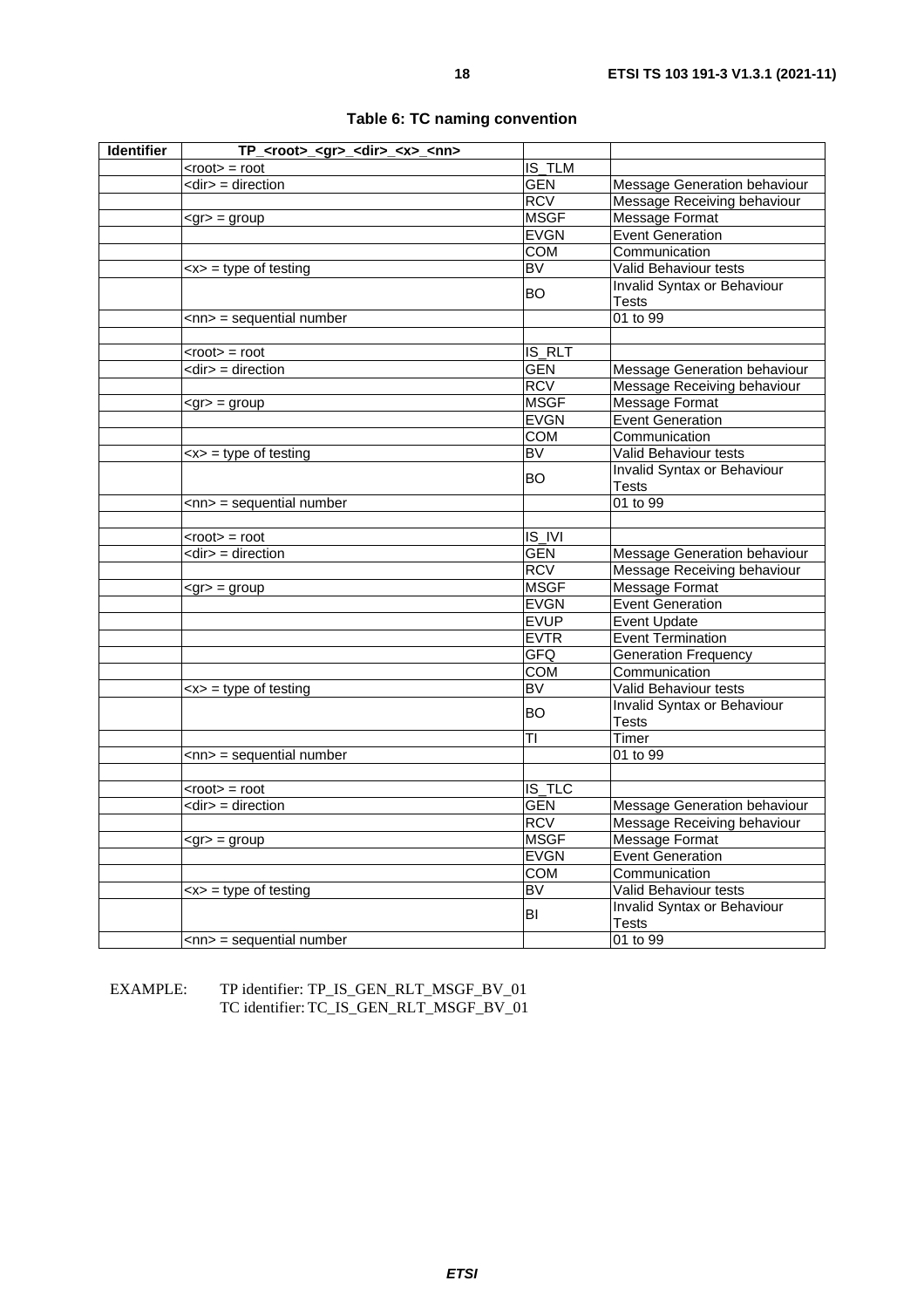**Table 6: TC naming convention**

| Identifier | TP_<root>_<gr>_<dir>_<x>_<nn> | | |
|---|---|---|---|
| | <root> = root | IS_TLM | |
| | <dir> = direction | GEN | Message Generation behaviour |
| | | RCV | Message Receiving behaviour |
| | <gr> = group | MSGF | Message Format |
| | | EVGN | Event Generation |
| | | COM | Communication |
| | <x> = type of testing | BV | Valid Behaviour tests |
| | | BO | Invalid Syntax or Behaviour Tests |
| | <nn> = sequential number | | 01 to 99 |
| | | | |
| | <root> = root | IS_RLT | |
| | <dir> = direction | GEN | Message Generation behaviour |
| | | RCV | Message Receiving behaviour |
| | <gr> = group | MSGF | Message Format |
| | | EVGN | Event Generation |
| | | COM | Communication |
| | <x> = type of testing | BV | Valid Behaviour tests |
| | | BO | Invalid Syntax or Behaviour Tests |
| | <nn> = sequential number | | 01 to 99 |
| | | | |
| | <root> = root | IS_IVI | |
| | <dir> = direction | GEN | Message Generation behaviour |
| | | RCV | Message Receiving behaviour |
| | <gr> = group | MSGF | Message Format |
| | | EVGN | Event Generation |
| | | EVUP | Event Update |
| | | EVTR | Event Termination |
| | | GFQ | Generation Frequency |
| | | COM | Communication |
| | <x> = type of testing | BV | Valid Behaviour tests |
| | | BO | Invalid Syntax or Behaviour Tests |
| | | TI | Timer |
| | <nn> = sequential number | | 01 to 99 |
| | | | |
| | <root> = root | IS_TLC | |
| | <dir> = direction | GEN | Message Generation behaviour |
| | | RCV | Message Receiving behaviour |
| | <gr> = group | MSGF | Message Format |
| | | EVGN | Event Generation |
| | | COM | Communication |
| | <x> = type of testing | BV | Valid Behaviour tests |
| | | BI | Invalid Syntax or Behaviour Tests |
| | <nn> = sequential number | | 01 to 99 |

EXAMPLE: TP identifier: TP_IS_GEN_RLT_MSGF_BV_01
TC identifier: TC_IS_GEN_RLT_MSGF_BV_01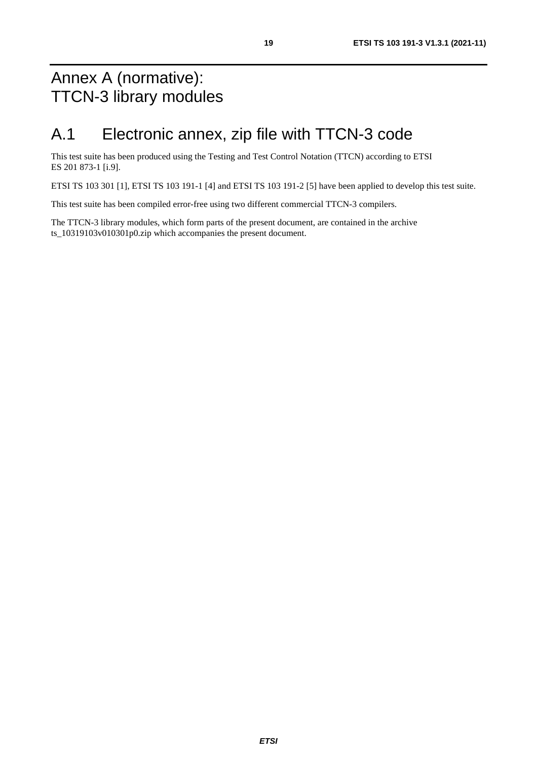# Annex A (normative): TTCN-3 library modules

## A.1 Electronic annex, zip file with TTCN-3 code

This test suite has been produced using the Testing and Test Control Notation (TTCN) according to ETSI ES 201 873-1 [i.9].

ETSI TS 103 301 [1], ETSI TS 103 191-1 [4] and ETSI TS 103 191-2 [5] have been applied to develop this test suite.

This test suite has been compiled error-free using two different commercial TTCN-3 compilers.

The TTCN-3 library modules, which form parts of the present document, are contained in the archive ts_10319103v010301p0.zip which accompanies the present document.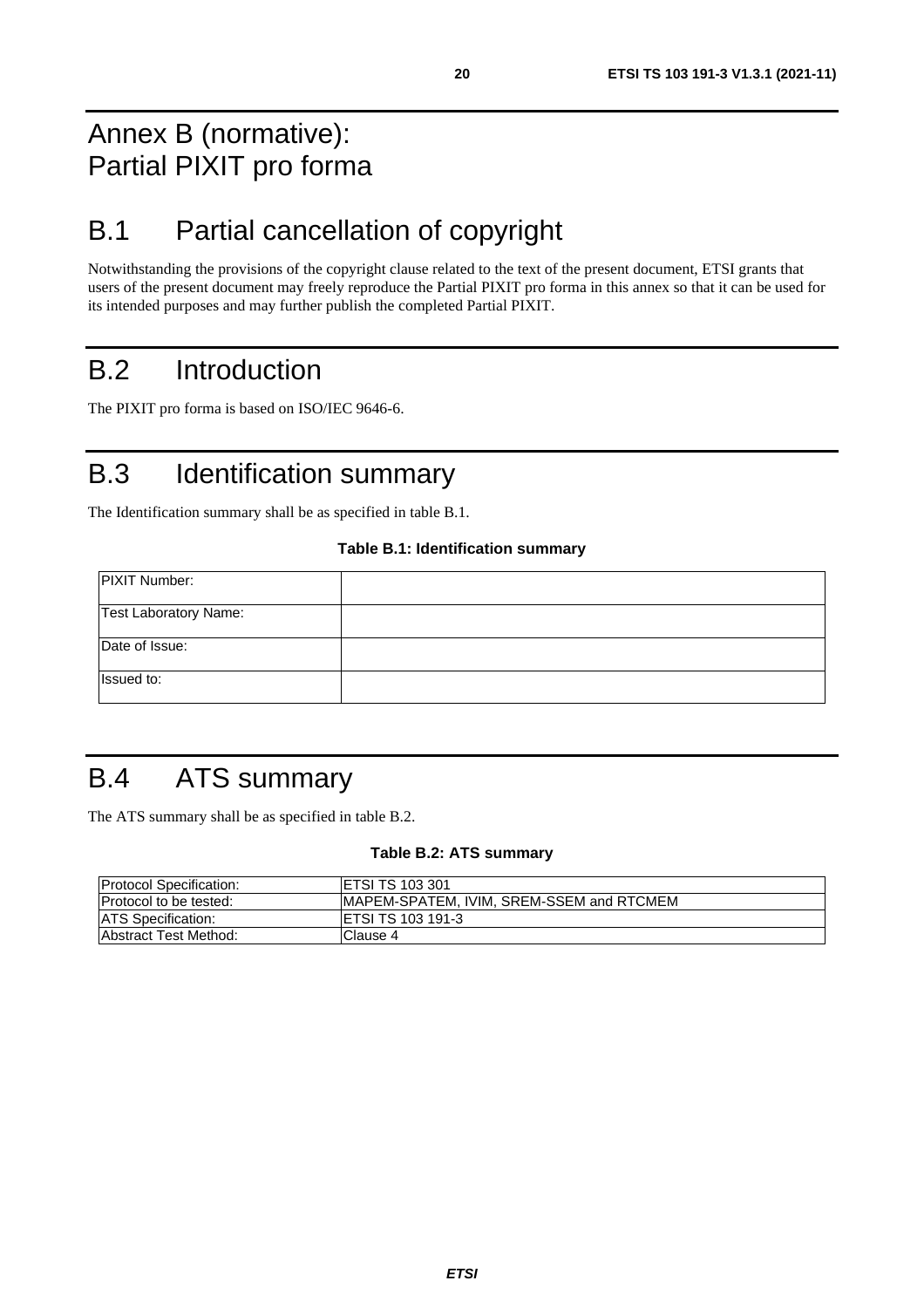# Annex B (normative): Partial PIXIT pro forma

## B.1 Partial cancellation of copyright

Notwithstanding the provisions of the copyright clause related to the text of the present document, ETSI grants that users of the present document may freely reproduce the Partial PIXIT pro forma in this annex so that it can be used for its intended purposes and may further publish the completed Partial PIXIT.

## B.2 Introduction

The PIXIT pro forma is based on ISO/IEC 9646-6.

## B.3 Identification summary

The Identification summary shall be as specified in table B.1.

**Table B.1: Identification summary**

| | |
|---|---|
| PIXIT Number: | |
| Test Laboratory Name: | |
| Date of Issue: | |
| Issued to: | |

## B.4 ATS summary

The ATS summary shall be as specified in table B.2.

**Table B.2: ATS summary**

| | |
|---|---|
| Protocol Specification: | ETSI TS 103 301 |
| Protocol to be tested: | MAPEM-SPATEM, IVIM, SREM-SSEM and RTCMEM |
| ATS Specification: | ETSI TS 103 191-3 |
| Abstract Test Method: | Clause 4 |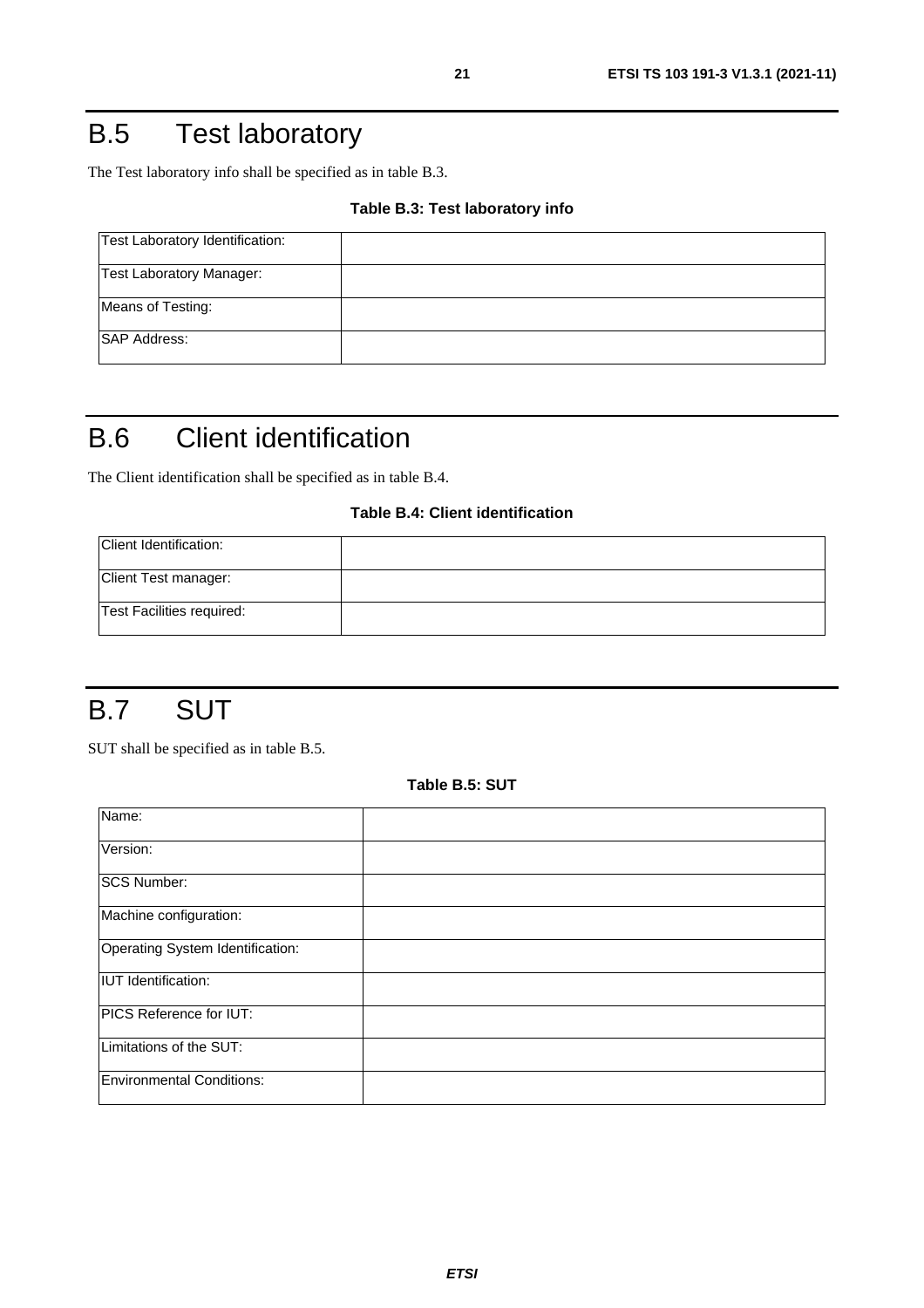# B.5 Test laboratory

The Test laboratory info shall be specified as in table B.3.

**Table B.3: Test laboratory info**

| | |
|---|---|
| Test Laboratory Identification: | |
| Test Laboratory Manager: | |
| Means of Testing: | |
| SAP Address: | |

# B.6 Client identification

The Client identification shall be specified as in table B.4.

**Table B.4: Client identification**

| | |
|---|---|
| Client Identification: | |
| Client Test manager: | |
| Test Facilities required: | |

# B.7 SUT

SUT shall be specified as in table B.5.

**Table B.5: SUT**

| | |
|---|---|
| Name: | |
| Version: | |
| SCS Number: | |
| Machine configuration: | |
| Operating System Identification: | |
| IUT Identification: | |
| PICS Reference for IUT: | |
| Limitations of the SUT: | |
| Environmental Conditions: | |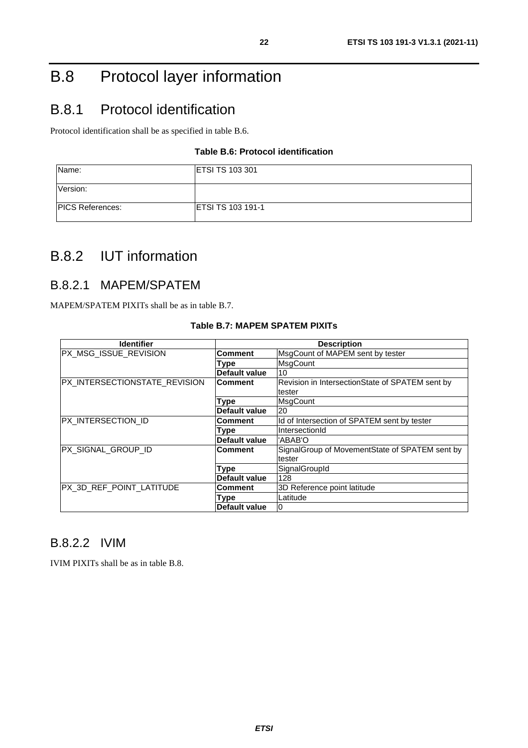# B.8 Protocol layer information

## B.8.1 Protocol identification

Protocol identification shall be as specified in table B.6.

**Table B.6: Protocol identification**

| | |
|---|---|
| Name: | ETSI TS 103 301 |
| Version: | |
| PICS References: | ETSI TS 103 191-1 |

## B.8.2 IUT information

### B.8.2.1 MAPEM/SPATEM

MAPEM/SPATEM PIXITs shall be as in table B.7.

**Table B.7: MAPEM SPATEM PIXITs**

| Identifier | Description | |
|---|---|---|
| PX_MSG_ISSUE_REVISION | **Comment** | MsgCount of MAPEM sent by tester |
| | **Type** | MsgCount |
| | **Default value** | 10 |
| PX_INTERSECTIONSTATE_REVISION | **Comment** | Revision in IntersectionState of SPATEM sent by tester |
| | **Type** | MsgCount |
| | **Default value** | 20 |
| PX_INTERSECTION_ID | **Comment** | Id of Intersection of SPATEM sent by tester |
| | **Type** | IntersectionId |
| | **Default value** | 'ABAB'O |
| PX_SIGNAL_GROUP_ID | **Comment** | SignalGroup of MovementState of SPATEM sent by tester |
| | **Type** | SignalGroupId |
| | **Default value** | 128 |
| PX_3D_REF_POINT_LATITUDE | **Comment** | 3D Reference point latitude |
| | **Type** | Latitude |
| | **Default value** | 0 |

### B.8.2.2 IVIM

IVIM PIXITs shall be as in table B.8.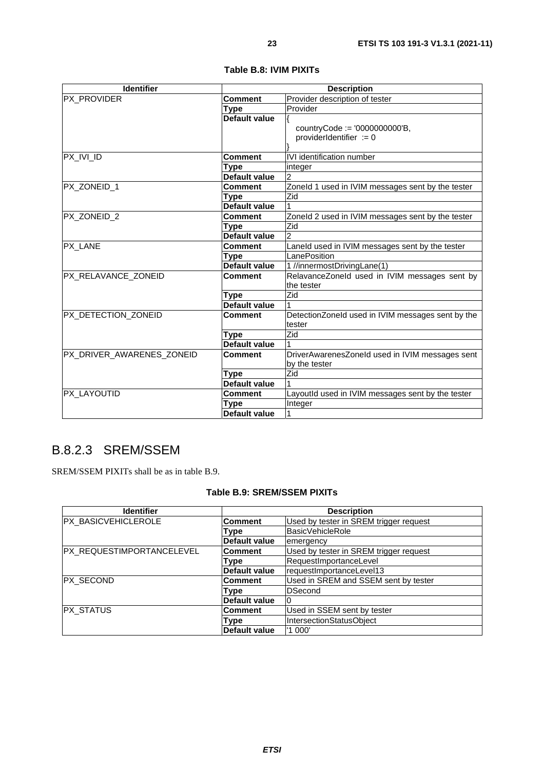**Table B.8: IVIM PIXITs**

| Identifier | Description | |
|---|---|---|
| PX_PROVIDER | **Comment** | Provider description of tester |
| | **Type** | Provider |
| | **Default value** | { countryCode := '0000000000'B, providerIdentifier := 0 } |
| PX_IVI_ID | **Comment** | IVI identification number |
| | **Type** | integer |
| | **Default value** | 2 |
| PX_ZONEID_1 | **Comment** | ZoneId 1 used in IVIM messages sent by the tester |
| | **Type** | Zid |
| | **Default value** | 1 |
| PX_ZONEID_2 | **Comment** | ZoneId 2 used in IVIM messages sent by the tester |
| | **Type** | Zid |
| | **Default value** | 2 |
| PX_LANE | **Comment** | LaneId used in IVIM messages sent by the tester |
| | **Type** | LanePosition |
| | **Default value** | 1 //innermostDrivingLane(1) |
| PX_RELAVANCE_ZONEID | **Comment** | RelavanceZoneId used in IVIM messages sent by the tester |
| | **Type** | Zid |
| | **Default value** | 1 |
| PX_DETECTION_ZONEID | **Comment** | DetectionZoneId used in IVIM messages sent by the tester |
| | **Type** | Zid |
| | **Default value** | 1 |
| PX_DRIVER_AWARENES_ZONEID | **Comment** | DriverAwarenesZoneId used in IVIM messages sent by the tester |
| | **Type** | Zid |
| | **Default value** | 1 |
| PX_LAYOUTID | **Comment** | LayoutId used in IVIM messages sent by the tester |
| | **Type** | Integer |
| | **Default value** | 1 |

### B.8.2.3 SREM/SSEM

SREM/SSEM PIXITs shall be as in table B.9.

**Table B.9: SREM/SSEM PIXITs**

| Identifier | Description | |
|---|---|---|
| PX_BASICVEHICLEROLE | **Comment** | Used by tester in SREM trigger request |
| | **Type** | BasicVehicleRole |
| | **Default value** | emergency |
| PX_REQUESTIMPORTANCELEVEL | **Comment** | Used by tester in SREM trigger request |
| | **Type** | RequestImportanceLevel |
| | **Default value** | requestImportanceLevel13 |
| PX_SECOND | **Comment** | Used in SREM and SSEM sent by tester |
| | **Type** | DSecond |
| | **Default value** | 0 |
| PX_STATUS | **Comment** | Used in SSEM sent by tester |
| | **Type** | IntersectionStatusObject |
| | **Default value** | '1 000' |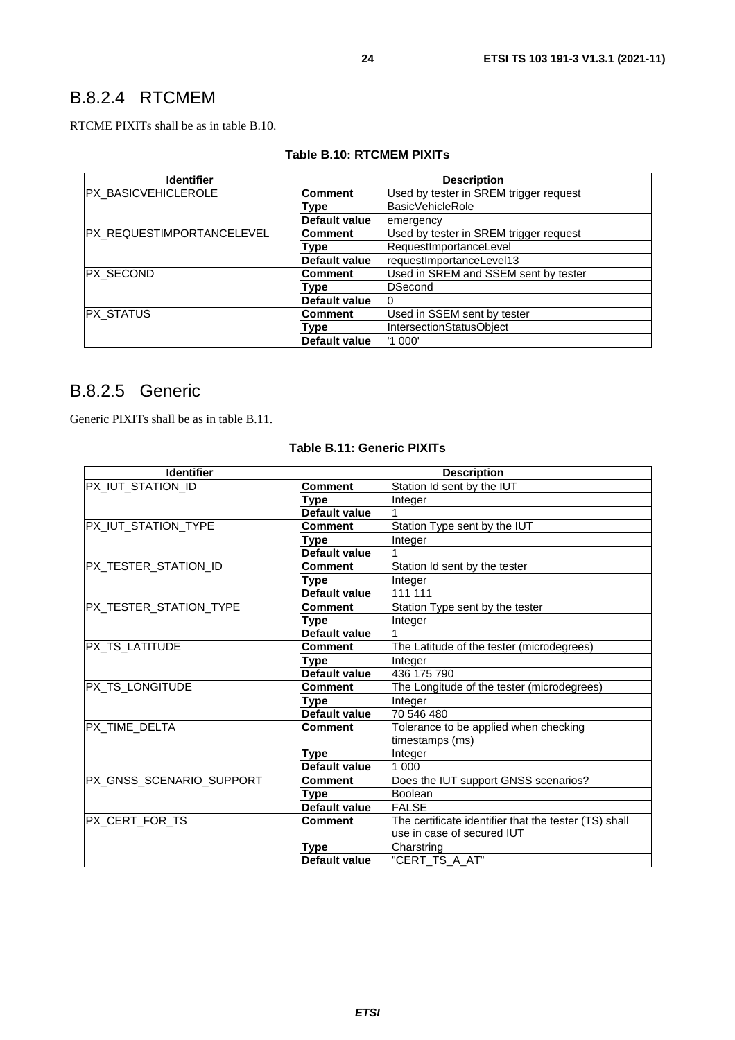## B.8.2.4 RTCMEM

RTCME PIXITs shall be as in table B.10.

**Table B.10: RTCMEM PIXITs**

| Identifier | Description | |
|---|---|---|
| PX_BASICVEHICLEROLE | **Comment** | Used by tester in SREM trigger request |
| | **Type** | BasicVehicleRole |
| | **Default value** | emergency |
| PX_REQUESTIMPORTANCELEVEL | **Comment** | Used by tester in SREM trigger request |
| | **Type** | RequestImportanceLevel |
| | **Default value** | requestImportanceLevel13 |
| PX_SECOND | **Comment** | Used in SREM and SSEM sent by tester |
| | **Type** | DSecond |
| | **Default value** | 0 |
| PX_STATUS | **Comment** | Used in SSEM sent by tester |
| | **Type** | IntersectionStatusObject |
| | **Default value** | '1 000' |

## B.8.2.5 Generic

Generic PIXITs shall be as in table B.11.

**Table B.11: Generic PIXITs**

| Identifier | Description | |
|---|---|---|
| PX_IUT_STATION_ID | **Comment** | Station Id sent by the IUT |
| | **Type** | Integer |
| | **Default value** | 1 |
| PX_IUT_STATION_TYPE | **Comment** | Station Type sent by the IUT |
| | **Type** | Integer |
| | **Default value** | 1 |
| PX_TESTER_STATION_ID | **Comment** | Station Id sent by the tester |
| | **Type** | Integer |
| | **Default value** | 111 111 |
| PX_TESTER_STATION_TYPE | **Comment** | Station Type sent by the tester |
| | **Type** | Integer |
| | **Default value** | 1 |
| PX_TS_LATITUDE | **Comment** | The Latitude of the tester (microdegrees) |
| | **Type** | Integer |
| | **Default value** | 436 175 790 |
| PX_TS_LONGITUDE | **Comment** | The Longitude of the tester (microdegrees) |
| | **Type** | Integer |
| | **Default value** | 70 546 480 |
| PX_TIME_DELTA | **Comment** | Tolerance to be applied when checking timestamps (ms) |
| | **Type** | Integer |
| | **Default value** | 1 000 |
| PX_GNSS_SCENARIO_SUPPORT | **Comment** | Does the IUT support GNSS scenarios? |
| | **Type** | Boolean |
| | **Default value** | FALSE |
| PX_CERT_FOR_TS | **Comment** | The certificate identifier that the tester (TS) shall use in case of secured IUT |
| | **Type** | Charstring |
| | **Default value** | "CERT_TS_A_AT" |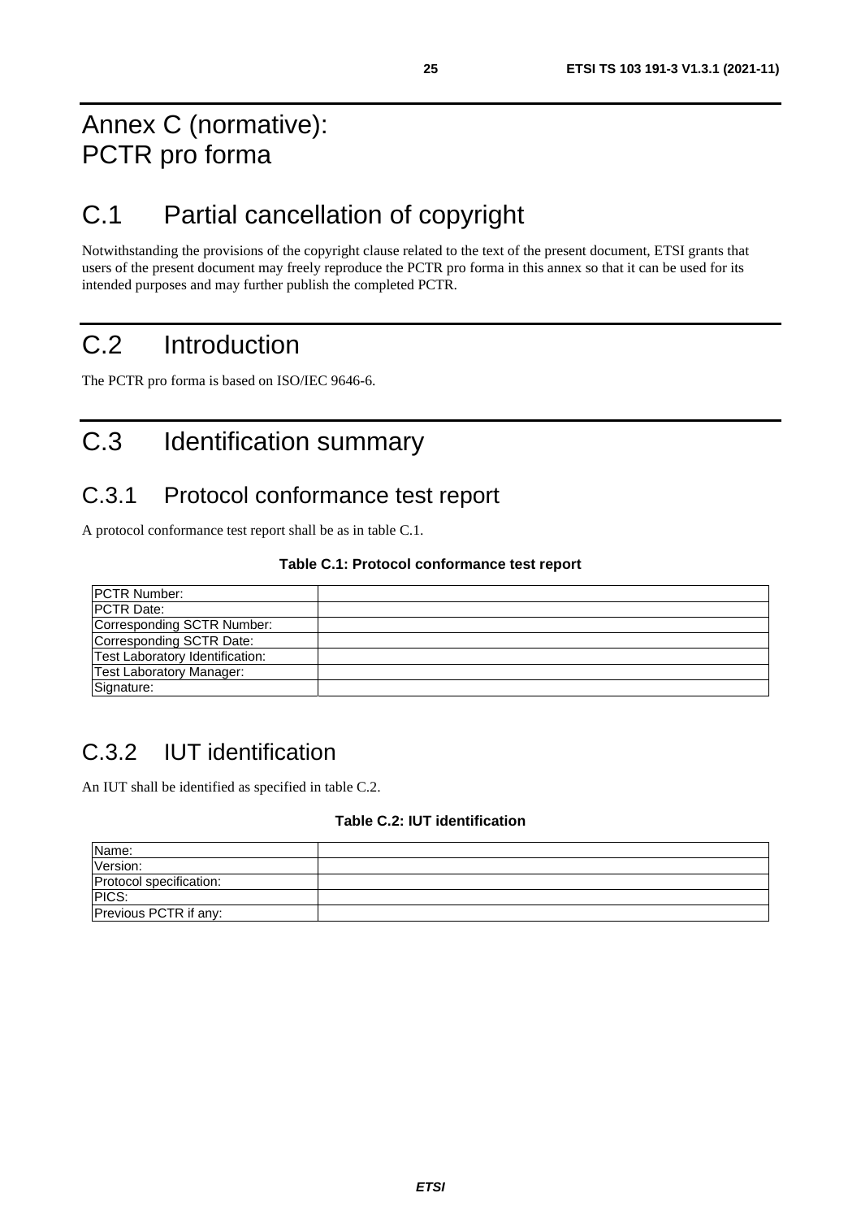# Annex C (normative): PCTR pro forma

# C.1 Partial cancellation of copyright

Notwithstanding the provisions of the copyright clause related to the text of the present document, ETSI grants that users of the present document may freely reproduce the PCTR pro forma in this annex so that it can be used for its intended purposes and may further publish the completed PCTR.

# C.2 Introduction

The PCTR pro forma is based on ISO/IEC 9646-6.

# C.3 Identification summary

## C.3.1 Protocol conformance test report

A protocol conformance test report shall be as in table C.1.

**Table C.1: Protocol conformance test report**

| | |
|---|---|
| PCTR Number: | |
| PCTR Date: | |
| Corresponding SCTR Number: | |
| Corresponding SCTR Date: | |
| Test Laboratory Identification: | |
| Test Laboratory Manager: | |
| Signature: | |

## C.3.2 IUT identification

An IUT shall be identified as specified in table C.2.

**Table C.2: IUT identification**

| | |
|---|---|
| Name: | |
| Version: | |
| Protocol specification: | |
| PICS: | |
| Previous PCTR if any: | |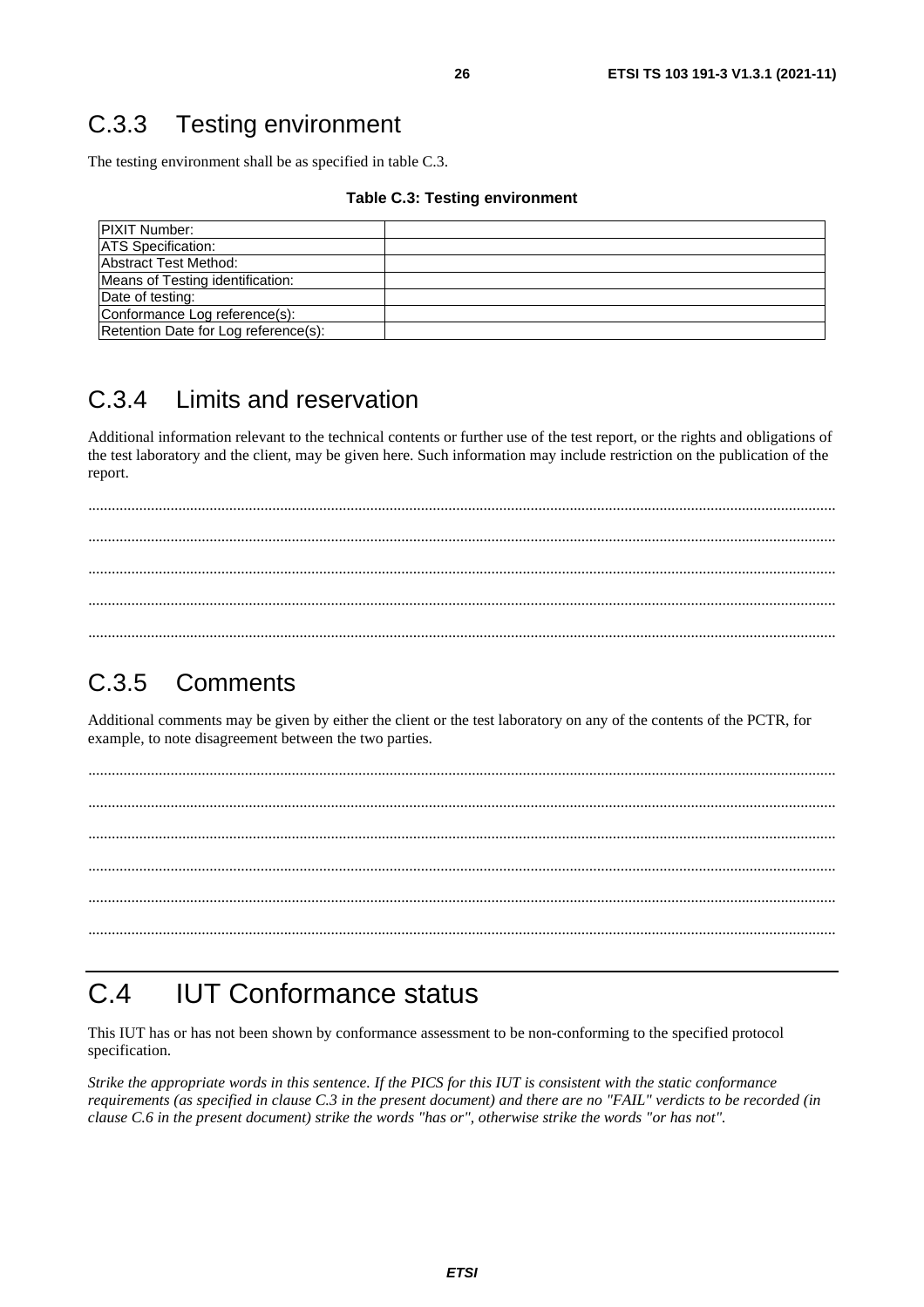## C.3.3 Testing environment

The testing environment shall be as specified in table C.3.

**Table C.3: Testing environment**

| | |
|---|---|
| PIXIT Number: | |
| ATS Specification: | |
| Abstract Test Method: | |
| Means of Testing identification: | |
| Date of testing: | |
| Conformance Log reference(s): | |
| Retention Date for Log reference(s): | |

## C.3.4 Limits and reservation

Additional information relevant to the technical contents or further use of the test report, or the rights and obligations of the test laboratory and the client, may be given here. Such information may include restriction on the publication of the report.

.............................................................................................................................................................................

.............................................................................................................................................................................

.............................................................................................................................................................................

.............................................................................................................................................................................

.............................................................................................................................................................................

## C.3.5 Comments

Additional comments may be given by either the client or the test laboratory on any of the contents of the PCTR, for example, to note disagreement between the two parties.

.............................................................................................................................................................................

.............................................................................................................................................................................

.............................................................................................................................................................................

.............................................................................................................................................................................

.............................................................................................................................................................................

.............................................................................................................................................................................

# C.4 IUT Conformance status

This IUT has or has not been shown by conformance assessment to be non-conforming to the specified protocol specification.

*Strike the appropriate words in this sentence. If the PICS for this IUT is consistent with the static conformance requirements (as specified in clause C.3 in the present document) and there are no "FAIL" verdicts to be recorded (in clause C.6 in the present document) strike the words "has or", otherwise strike the words "or has not".*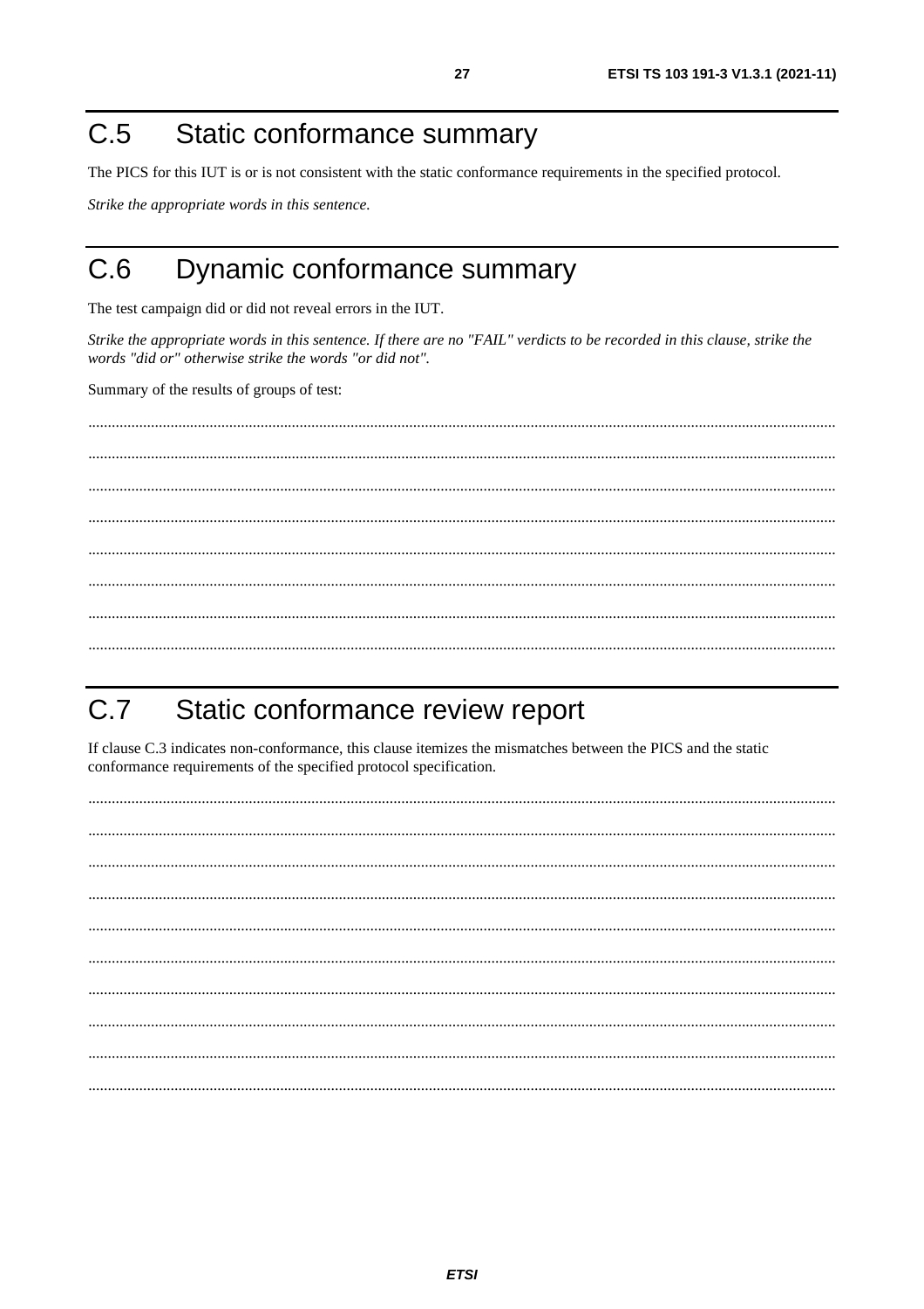# C.5 Static conformance summary

The PICS for this IUT is or is not consistent with the static conformance requirements in the specified protocol.

*Strike the appropriate words in this sentence.*

# C.6 Dynamic conformance summary

The test campaign did or did not reveal errors in the IUT.

*Strike the appropriate words in this sentence. If there are no "FAIL" verdicts to be recorded in this clause, strike the words "did or" otherwise strike the words "or did not".*

Summary of the results of groups of test:

..........................................................................................................................................................................................

..........................................................................................................................................................................................

..........................................................................................................................................................................................

..........................................................................................................................................................................................

..........................................................................................................................................................................................

..........................................................................................................................................................................................

..........................................................................................................................................................................................

..........................................................................................................................................................................................

# C.7 Static conformance review report

If clause C.3 indicates non-conformance, this clause itemizes the mismatches between the PICS and the static conformance requirements of the specified protocol specification.

..........................................................................................................................................................................................

..........................................................................................................................................................................................

..........................................................................................................................................................................................

..........................................................................................................................................................................................

..........................................................................................................................................................................................

..........................................................................................................................................................................................

..........................................................................................................................................................................................

..........................................................................................................................................................................................

..........................................................................................................................................................................................

..........................................................................................................................................................................................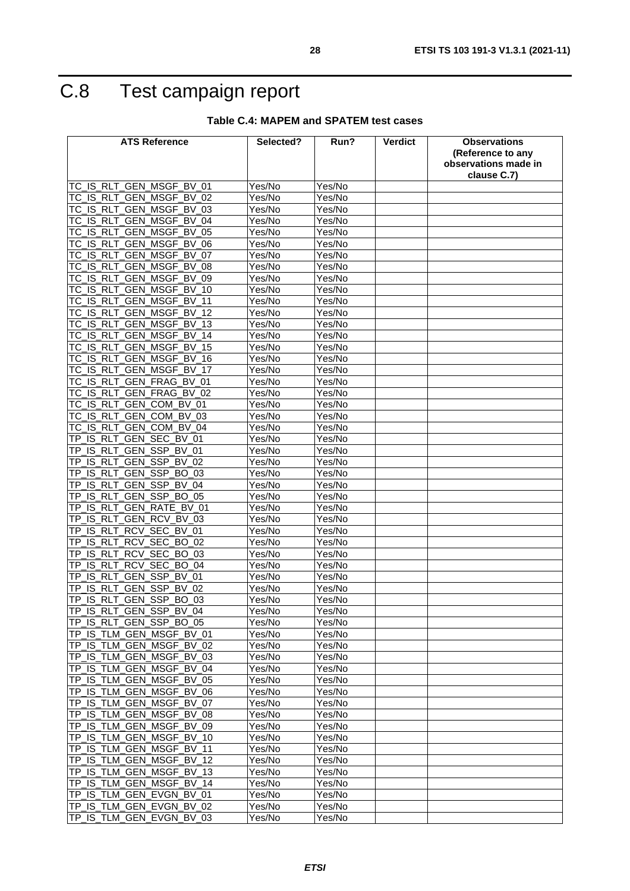# C.8 Test campaign report

**Table C.4: MAPEM and SPATEM test cases**

| ATS Reference | Selected? | Run? | Verdict | Observations (Reference to any observations made in clause C.7) |
|---|---|---|---|---|
| TC_IS_RLT_GEN_MSGF_BV_01 | Yes/No | Yes/No | | |
| TC_IS_RLT_GEN_MSGF_BV_02 | Yes/No | Yes/No | | |
| TC_IS_RLT_GEN_MSGF_BV_03 | Yes/No | Yes/No | | |
| TC_IS_RLT_GEN_MSGF_BV_04 | Yes/No | Yes/No | | |
| TC_IS_RLT_GEN_MSGF_BV_05 | Yes/No | Yes/No | | |
| TC_IS_RLT_GEN_MSGF_BV_06 | Yes/No | Yes/No | | |
| TC_IS_RLT_GEN_MSGF_BV_07 | Yes/No | Yes/No | | |
| TC_IS_RLT_GEN_MSGF_BV_08 | Yes/No | Yes/No | | |
| TC_IS_RLT_GEN_MSGF_BV_09 | Yes/No | Yes/No | | |
| TC_IS_RLT_GEN_MSGF_BV_10 | Yes/No | Yes/No | | |
| TC_IS_RLT_GEN_MSGF_BV_11 | Yes/No | Yes/No | | |
| TC_IS_RLT_GEN_MSGF_BV_12 | Yes/No | Yes/No | | |
| TC_IS_RLT_GEN_MSGF_BV_13 | Yes/No | Yes/No | | |
| TC_IS_RLT_GEN_MSGF_BV_14 | Yes/No | Yes/No | | |
| TC_IS_RLT_GEN_MSGF_BV_15 | Yes/No | Yes/No | | |
| TC_IS_RLT_GEN_MSGF_BV_16 | Yes/No | Yes/No | | |
| TC_IS_RLT_GEN_MSGF_BV_17 | Yes/No | Yes/No | | |
| TC_IS_RLT_GEN_FRAG_BV_01 | Yes/No | Yes/No | | |
| TC_IS_RLT_GEN_FRAG_BV_02 | Yes/No | Yes/No | | |
| TC_IS_RLT_GEN_COM_BV_01 | Yes/No | Yes/No | | |
| TC_IS_RLT_GEN_COM_BV_03 | Yes/No | Yes/No | | |
| TC_IS_RLT_GEN_COM_BV_04 | Yes/No | Yes/No | | |
| TP_IS_RLT_GEN_SEC_BV_01 | Yes/No | Yes/No | | |
| TP_IS_RLT_GEN_SSP_BV_01 | Yes/No | Yes/No | | |
| TP_IS_RLT_GEN_SSP_BV_02 | Yes/No | Yes/No | | |
| TP_IS_RLT_GEN_SSP_BO_03 | Yes/No | Yes/No | | |
| TP_IS_RLT_GEN_SSP_BV_04 | Yes/No | Yes/No | | |
| TP_IS_RLT_GEN_SSP_BO_05 | Yes/No | Yes/No | | |
| TP_IS_RLT_GEN_RATE_BV_01 | Yes/No | Yes/No | | |
| TP_IS_RLT_GEN_RCV_BV_03 | Yes/No | Yes/No | | |
| TP_IS_RLT_RCV_SEC_BV_01 | Yes/No | Yes/No | | |
| TP_IS_RLT_RCV_SEC_BO_02 | Yes/No | Yes/No | | |
| TP_IS_RLT_RCV_SEC_BO_03 | Yes/No | Yes/No | | |
| TP_IS_RLT_RCV_SEC_BO_04 | Yes/No | Yes/No | | |
| TP_IS_RLT_GEN_SSP_BV_01 | Yes/No | Yes/No | | |
| TP_IS_RLT_GEN_SSP_BV_02 | Yes/No | Yes/No | | |
| TP_IS_RLT_GEN_SSP_BO_03 | Yes/No | Yes/No | | |
| TP_IS_RLT_GEN_SSP_BV_04 | Yes/No | Yes/No | | |
| TP_IS_RLT_GEN_SSP_BO_05 | Yes/No | Yes/No | | |
| TP_IS_TLM_GEN_MSGF_BV_01 | Yes/No | Yes/No | | |
| TP_IS_TLM_GEN_MSGF_BV_02 | Yes/No | Yes/No | | |
| TP_IS_TLM_GEN_MSGF_BV_03 | Yes/No | Yes/No | | |
| TP_IS_TLM_GEN_MSGF_BV_04 | Yes/No | Yes/No | | |
| TP_IS_TLM_GEN_MSGF_BV_05 | Yes/No | Yes/No | | |
| TP_IS_TLM_GEN_MSGF_BV_06 | Yes/No | Yes/No | | |
| TP_IS_TLM_GEN_MSGF_BV_07 | Yes/No | Yes/No | | |
| TP_IS_TLM_GEN_MSGF_BV_08 | Yes/No | Yes/No | | |
| TP_IS_TLM_GEN_MSGF_BV_09 | Yes/No | Yes/No | | |
| TP_IS_TLM_GEN_MSGF_BV_10 | Yes/No | Yes/No | | |
| TP_IS_TLM_GEN_MSGF_BV_11 | Yes/No | Yes/No | | |
| TP_IS_TLM_GEN_MSGF_BV_12 | Yes/No | Yes/No | | |
| TP_IS_TLM_GEN_MSGF_BV_13 | Yes/No | Yes/No | | |
| TP_IS_TLM_GEN_MSGF_BV_14 | Yes/No | Yes/No | | |
| TP_IS_TLM_GEN_EVGN_BV_01 | Yes/No | Yes/No | | |
| TP_IS_TLM_GEN_EVGN_BV_02 | Yes/No | Yes/No | | |
| TP_IS_TLM_GEN_EVGN_BV_03 | Yes/No | Yes/No | | |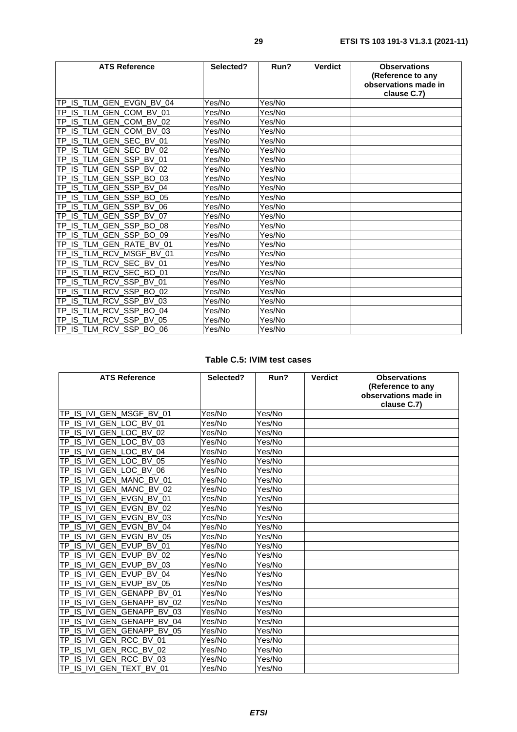| ATS Reference | Selected? | Run? | Verdict | Observations (Reference to any observations made in clause C.7) |
|---|---|---|---|---|
| TP_IS_TLM_GEN_EVGN_BV_04 | Yes/No | Yes/No | | |
| TP_IS_TLM_GEN_COM_BV_01 | Yes/No | Yes/No | | |
| TP_IS_TLM_GEN_COM_BV_02 | Yes/No | Yes/No | | |
| TP_IS_TLM_GEN_COM_BV_03 | Yes/No | Yes/No | | |
| TP_IS_TLM_GEN_SEC_BV_01 | Yes/No | Yes/No | | |
| TP_IS_TLM_GEN_SEC_BV_02 | Yes/No | Yes/No | | |
| TP_IS_TLM_GEN_SSP_BV_01 | Yes/No | Yes/No | | |
| TP_IS_TLM_GEN_SSP_BV_02 | Yes/No | Yes/No | | |
| TP_IS_TLM_GEN_SSP_BO_03 | Yes/No | Yes/No | | |
| TP_IS_TLM_GEN_SSP_BV_04 | Yes/No | Yes/No | | |
| TP_IS_TLM_GEN_SSP_BO_05 | Yes/No | Yes/No | | |
| TP_IS_TLM_GEN_SSP_BV_06 | Yes/No | Yes/No | | |
| TP_IS_TLM_GEN_SSP_BV_07 | Yes/No | Yes/No | | |
| TP_IS_TLM_GEN_SSP_BO_08 | Yes/No | Yes/No | | |
| TP_IS_TLM_GEN_SSP_BO_09 | Yes/No | Yes/No | | |
| TP_IS_TLM_GEN_RATE_BV_01 | Yes/No | Yes/No | | |
| TP_IS_TLM_RCV_MSGF_BV_01 | Yes/No | Yes/No | | |
| TP_IS_TLM_RCV_SEC_BV_01 | Yes/No | Yes/No | | |
| TP_IS_TLM_RCV_SEC_BO_01 | Yes/No | Yes/No | | |
| TP_IS_TLM_RCV_SSP_BV_01 | Yes/No | Yes/No | | |
| TP_IS_TLM_RCV_SSP_BO_02 | Yes/No | Yes/No | | |
| TP_IS_TLM_RCV_SSP_BV_03 | Yes/No | Yes/No | | |
| TP_IS_TLM_RCV_SSP_BO_04 | Yes/No | Yes/No | | |
| TP_IS_TLM_RCV_SSP_BV_05 | Yes/No | Yes/No | | |
| TP_IS_TLM_RCV_SSP_BO_06 | Yes/No | Yes/No | | |

**Table C.5: IVIM test cases**

| ATS Reference | Selected? | Run? | Verdict | Observations (Reference to any observations made in clause C.7) |
|---|---|---|---|---|
| TP_IS_IVI_GEN_MSGF_BV_01 | Yes/No | Yes/No | | |
| TP_IS_IVI_GEN_LOC_BV_01 | Yes/No | Yes/No | | |
| TP_IS_IVI_GEN_LOC_BV_02 | Yes/No | Yes/No | | |
| TP_IS_IVI_GEN_LOC_BV_03 | Yes/No | Yes/No | | |
| TP_IS_IVI_GEN_LOC_BV_04 | Yes/No | Yes/No | | |
| TP_IS_IVI_GEN_LOC_BV_05 | Yes/No | Yes/No | | |
| TP_IS_IVI_GEN_LOC_BV_06 | Yes/No | Yes/No | | |
| TP_IS_IVI_GEN_MANC_BV_01 | Yes/No | Yes/No | | |
| TP_IS_IVI_GEN_MANC_BV_02 | Yes/No | Yes/No | | |
| TP_IS_IVI_GEN_EVGN_BV_01 | Yes/No | Yes/No | | |
| TP_IS_IVI_GEN_EVGN_BV_02 | Yes/No | Yes/No | | |
| TP_IS_IVI_GEN_EVGN_BV_03 | Yes/No | Yes/No | | |
| TP_IS_IVI_GEN_EVGN_BV_04 | Yes/No | Yes/No | | |
| TP_IS_IVI_GEN_EVGN_BV_05 | Yes/No | Yes/No | | |
| TP_IS_IVI_GEN_EVUP_BV_01 | Yes/No | Yes/No | | |
| TP_IS_IVI_GEN_EVUP_BV_02 | Yes/No | Yes/No | | |
| TP_IS_IVI_GEN_EVUP_BV_03 | Yes/No | Yes/No | | |
| TP_IS_IVI_GEN_EVUP_BV_04 | Yes/No | Yes/No | | |
| TP_IS_IVI_GEN_EVUP_BV_05 | Yes/No | Yes/No | | |
| TP_IS_IVI_GEN_GENAPP_BV_01 | Yes/No | Yes/No | | |
| TP_IS_IVI_GEN_GENAPP_BV_02 | Yes/No | Yes/No | | |
| TP_IS_IVI_GEN_GENAPP_BV_03 | Yes/No | Yes/No | | |
| TP_IS_IVI_GEN_GENAPP_BV_04 | Yes/No | Yes/No | | |
| TP_IS_IVI_GEN_GENAPP_BV_05 | Yes/No | Yes/No | | |
| TP_IS_IVI_GEN_RCC_BV_01 | Yes/No | Yes/No | | |
| TP_IS_IVI_GEN_RCC_BV_02 | Yes/No | Yes/No | | |
| TP_IS_IVI_GEN_RCC_BV_03 | Yes/No | Yes/No | | |
| TP_IS_IVI_GEN_TEXT_BV_01 | Yes/No | Yes/No | | |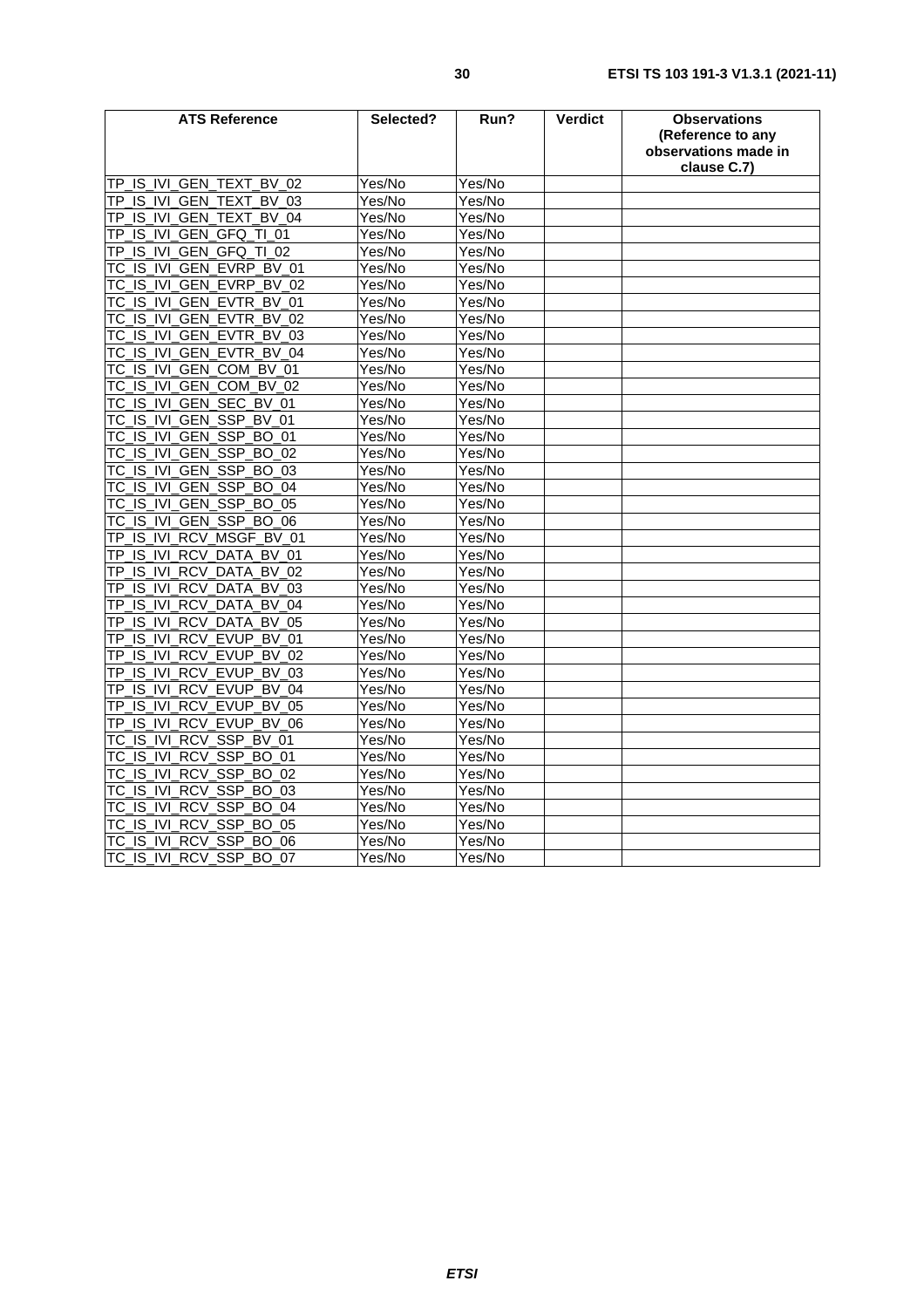| ATS Reference | Selected? | Run? | Verdict | Observations (Reference to any observations made in clause C.7) |
|---|---|---|---|---|
| TP_IS_IVI_GEN_TEXT_BV_02 | Yes/No | Yes/No | | |
| TP_IS_IVI_GEN_TEXT_BV_03 | Yes/No | Yes/No | | |
| TP_IS_IVI_GEN_TEXT_BV_04 | Yes/No | Yes/No | | |
| TP_IS_IVI_GEN_GFQ_TI_01 | Yes/No | Yes/No | | |
| TP_IS_IVI_GEN_GFQ_TI_02 | Yes/No | Yes/No | | |
| TC_IS_IVI_GEN_EVRP_BV_01 | Yes/No | Yes/No | | |
| TC_IS_IVI_GEN_EVRP_BV_02 | Yes/No | Yes/No | | |
| TC_IS_IVI_GEN_EVTR_BV_01 | Yes/No | Yes/No | | |
| TC_IS_IVI_GEN_EVTR_BV_02 | Yes/No | Yes/No | | |
| TC_IS_IVI_GEN_EVTR_BV_03 | Yes/No | Yes/No | | |
| TC_IS_IVI_GEN_EVTR_BV_04 | Yes/No | Yes/No | | |
| TC_IS_IVI_GEN_COM_BV_01 | Yes/No | Yes/No | | |
| TC_IS_IVI_GEN_COM_BV_02 | Yes/No | Yes/No | | |
| TC_IS_IVI_GEN_SEC_BV_01 | Yes/No | Yes/No | | |
| TC_IS_IVI_GEN_SSP_BV_01 | Yes/No | Yes/No | | |
| TC_IS_IVI_GEN_SSP_BO_01 | Yes/No | Yes/No | | |
| TC_IS_IVI_GEN_SSP_BO_02 | Yes/No | Yes/No | | |
| TC_IS_IVI_GEN_SSP_BO_03 | Yes/No | Yes/No | | |
| TC_IS_IVI_GEN_SSP_BO_04 | Yes/No | Yes/No | | |
| TC_IS_IVI_GEN_SSP_BO_05 | Yes/No | Yes/No | | |
| TC_IS_IVI_GEN_SSP_BO_06 | Yes/No | Yes/No | | |
| TP_IS_IVI_RCV_MSGF_BV_01 | Yes/No | Yes/No | | |
| TP_IS_IVI_RCV_DATA_BV_01 | Yes/No | Yes/No | | |
| TP_IS_IVI_RCV_DATA_BV_02 | Yes/No | Yes/No | | |
| TP_IS_IVI_RCV_DATA_BV_03 | Yes/No | Yes/No | | |
| TP_IS_IVI_RCV_DATA_BV_04 | Yes/No | Yes/No | | |
| TP_IS_IVI_RCV_DATA_BV_05 | Yes/No | Yes/No | | |
| TP_IS_IVI_RCV_EVUP_BV_01 | Yes/No | Yes/No | | |
| TP_IS_IVI_RCV_EVUP_BV_02 | Yes/No | Yes/No | | |
| TP_IS_IVI_RCV_EVUP_BV_03 | Yes/No | Yes/No | | |
| TP_IS_IVI_RCV_EVUP_BV_04 | Yes/No | Yes/No | | |
| TP_IS_IVI_RCV_EVUP_BV_05 | Yes/No | Yes/No | | |
| TP_IS_IVI_RCV_EVUP_BV_06 | Yes/No | Yes/No | | |
| TC_IS_IVI_RCV_SSP_BV_01 | Yes/No | Yes/No | | |
| TC_IS_IVI_RCV_SSP_BO_01 | Yes/No | Yes/No | | |
| TC_IS_IVI_RCV_SSP_BO_02 | Yes/No | Yes/No | | |
| TC_IS_IVI_RCV_SSP_BO_03 | Yes/No | Yes/No | | |
| TC_IS_IVI_RCV_SSP_BO_04 | Yes/No | Yes/No | | |
| TC_IS_IVI_RCV_SSP_BO_05 | Yes/No | Yes/No | | |
| TC_IS_IVI_RCV_SSP_BO_06 | Yes/No | Yes/No | | |
| TC_IS_IVI_RCV_SSP_BO_07 | Yes/No | Yes/No | | |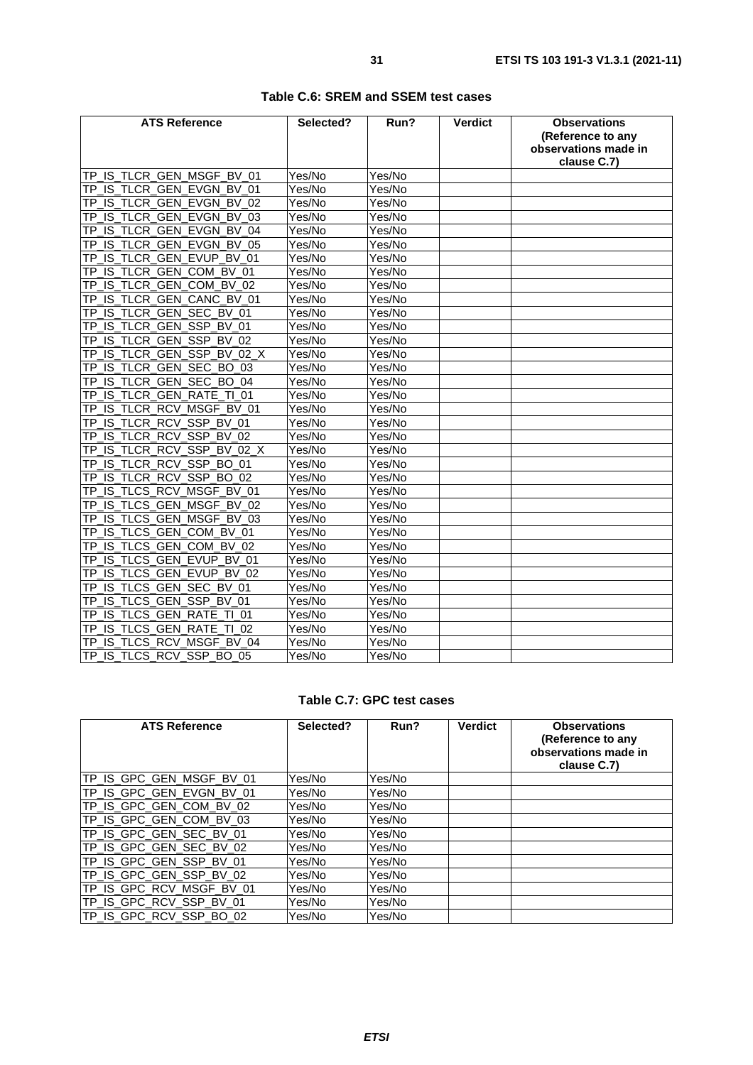**Table C.6: SREM and SSEM test cases**

| ATS Reference | Selected? | Run? | Verdict | Observations (Reference to any observations made in clause C.7) |
|---|---|---|---|---|
| TP_IS_TLCR_GEN_MSGF_BV_01 | Yes/No | Yes/No | | |
| TP_IS_TLCR_GEN_EVGN_BV_01 | Yes/No | Yes/No | | |
| TP_IS_TLCR_GEN_EVGN_BV_02 | Yes/No | Yes/No | | |
| TP_IS_TLCR_GEN_EVGN_BV_03 | Yes/No | Yes/No | | |
| TP_IS_TLCR_GEN_EVGN_BV_04 | Yes/No | Yes/No | | |
| TP_IS_TLCR_GEN_EVGN_BV_05 | Yes/No | Yes/No | | |
| TP_IS_TLCR_GEN_EVUP_BV_01 | Yes/No | Yes/No | | |
| TP_IS_TLCR_GEN_COM_BV_01 | Yes/No | Yes/No | | |
| TP_IS_TLCR_GEN_COM_BV_02 | Yes/No | Yes/No | | |
| TP_IS_TLCR_GEN_CANC_BV_01 | Yes/No | Yes/No | | |
| TP_IS_TLCR_GEN_SEC_BV_01 | Yes/No | Yes/No | | |
| TP_IS_TLCR_GEN_SSP_BV_01 | Yes/No | Yes/No | | |
| TP_IS_TLCR_GEN_SSP_BV_02 | Yes/No | Yes/No | | |
| TP_IS_TLCR_GEN_SSP_BV_02_X | Yes/No | Yes/No | | |
| TP_IS_TLCR_GEN_SEC_BO_03 | Yes/No | Yes/No | | |
| TP_IS_TLCR_GEN_SEC_BO_04 | Yes/No | Yes/No | | |
| TP_IS_TLCR_GEN_RATE_TI_01 | Yes/No | Yes/No | | |
| TP_IS_TLCR_RCV_MSGF_BV_01 | Yes/No | Yes/No | | |
| TP_IS_TLCR_RCV_SSP_BV_01 | Yes/No | Yes/No | | |
| TP_IS_TLCR_RCV_SSP_BV_02 | Yes/No | Yes/No | | |
| TP_IS_TLCR_RCV_SSP_BV_02_X | Yes/No | Yes/No | | |
| TP_IS_TLCR_RCV_SSP_BO_01 | Yes/No | Yes/No | | |
| TP_IS_TLCR_RCV_SSP_BO_02 | Yes/No | Yes/No | | |
| TP_IS_TLCS_RCV_MSGF_BV_01 | Yes/No | Yes/No | | |
| TP_IS_TLCS_GEN_MSGF_BV_02 | Yes/No | Yes/No | | |
| TP_IS_TLCS_GEN_MSGF_BV_03 | Yes/No | Yes/No | | |
| TP_IS_TLCS_GEN_COM_BV_01 | Yes/No | Yes/No | | |
| TP_IS_TLCS_GEN_COM_BV_02 | Yes/No | Yes/No | | |
| TP_IS_TLCS_GEN_EVUP_BV_01 | Yes/No | Yes/No | | |
| TP_IS_TLCS_GEN_EVUP_BV_02 | Yes/No | Yes/No | | |
| TP_IS_TLCS_GEN_SEC_BV_01 | Yes/No | Yes/No | | |
| TP_IS_TLCS_GEN_SSP_BV_01 | Yes/No | Yes/No | | |
| TP_IS_TLCS_GEN_RATE_TI_01 | Yes/No | Yes/No | | |
| TP_IS_TLCS_GEN_RATE_TI_02 | Yes/No | Yes/No | | |
| TP_IS_TLCS_RCV_MSGF_BV_04 | Yes/No | Yes/No | | |
| TP_IS_TLCS_RCV_SSP_BO_05 | Yes/No | Yes/No | | |

**Table C.7: GPC test cases**

| ATS Reference | Selected? | Run? | Verdict | Observations (Reference to any observations made in clause C.7) |
|---|---|---|---|---|
| TP_IS_GPC_GEN_MSGF_BV_01 | Yes/No | Yes/No | | |
| TP_IS_GPC_GEN_EVGN_BV_01 | Yes/No | Yes/No | | |
| TP_IS_GPC_GEN_COM_BV_02 | Yes/No | Yes/No | | |
| TP_IS_GPC_GEN_COM_BV_03 | Yes/No | Yes/No | | |
| TP_IS_GPC_GEN_SEC_BV_01 | Yes/No | Yes/No | | |
| TP_IS_GPC_GEN_SEC_BV_02 | Yes/No | Yes/No | | |
| TP_IS_GPC_GEN_SSP_BV_01 | Yes/No | Yes/No | | |
| TP_IS_GPC_GEN_SSP_BV_02 | Yes/No | Yes/No | | |
| TP_IS_GPC_RCV_MSGF_BV_01 | Yes/No | Yes/No | | |
| TP_IS_GPC_RCV_SSP_BV_01 | Yes/No | Yes/No | | |
| TP_IS_GPC_RCV_SSP_BO_02 | Yes/No | Yes/No | | |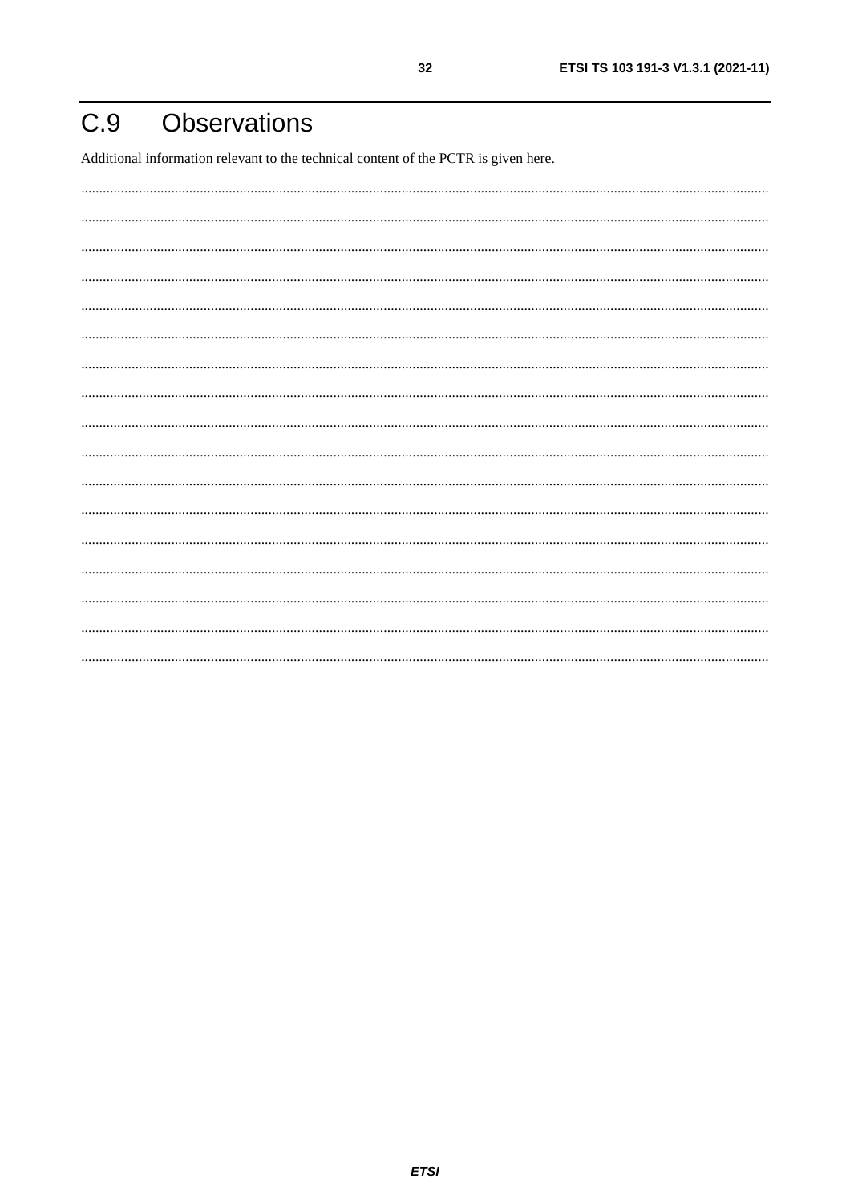# C.9 Observations

Additional information relevant to the technical content of the PCTR is given here.

.............................................................................................................................................................................................

.............................................................................................................................................................................................

.............................................................................................................................................................................................

.............................................................................................................................................................................................

.............................................................................................................................................................................................

.............................................................................................................................................................................................

.............................................................................................................................................................................................

.............................................................................................................................................................................................

.............................................................................................................................................................................................

.............................................................................................................................................................................................

.............................................................................................................................................................................................

.............................................................................................................................................................................................

.............................................................................................................................................................................................

.............................................................................................................................................................................................

.............................................................................................................................................................................................

.............................................................................................................................................................................................

.............................................................................................................................................................................................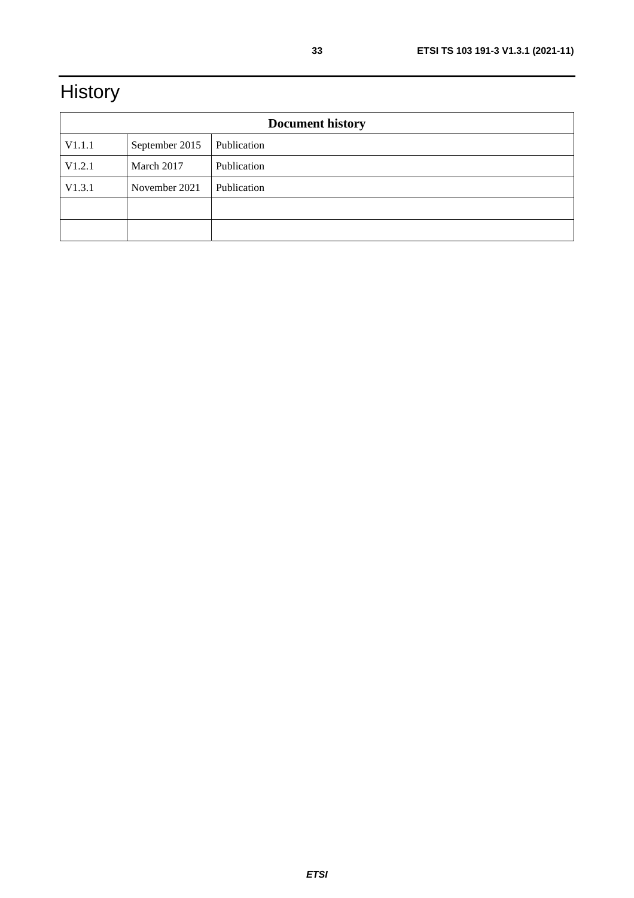# History

| Document history | | |
|---|---|---|
| V1.1.1 | September 2015 | Publication |
| V1.2.1 | March 2017 | Publication |
| V1.3.1 | November 2021 | Publication |
| | | |
| | | |